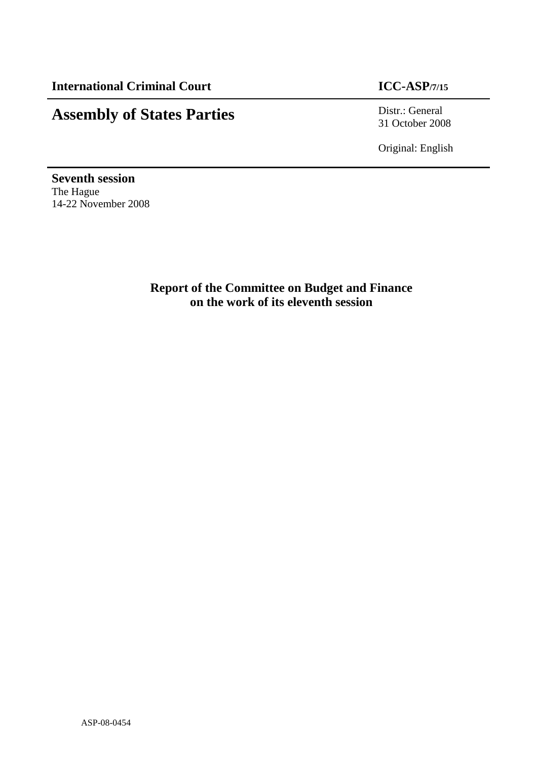**International Criminal Court** **ICC-ASP/7/15**

# Assembly of States Parties

Distr.: General
31 October 2008

Original: English

**Seventh session**
The Hague
14-22 November 2008

## Report of the Committee on Budget and Finance on the work of its eleventh session

ASP-08-0454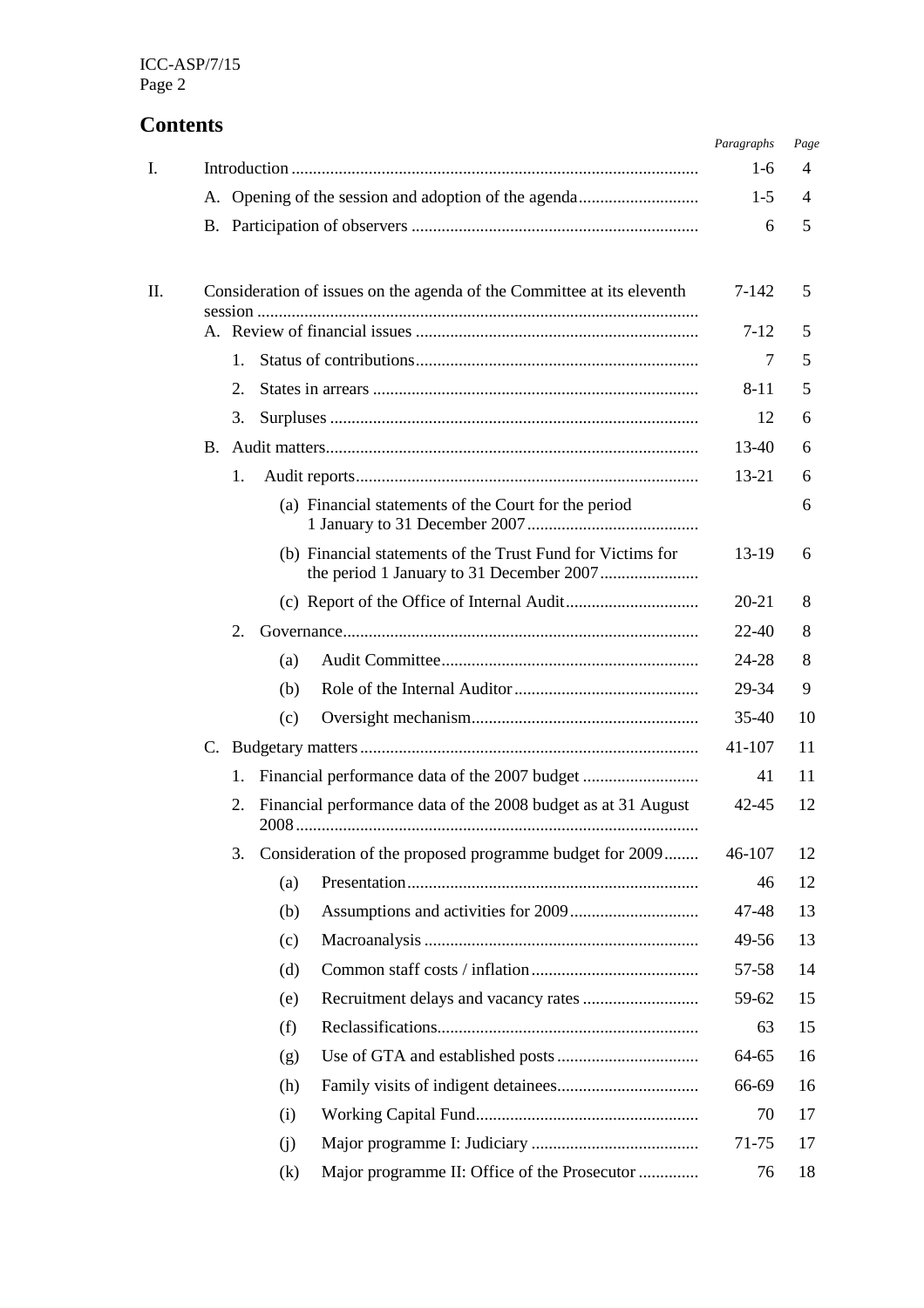# Contents

| | | Paragraphs | Page |
|---|---|---|---|
| I. | Introduction | 1-6 | 4 |
| | A. Opening of the session and adoption of the agenda | 1-5 | 4 |
| | B. Participation of observers | 6 | 5 |
| II. | Consideration of issues on the agenda of the Committee at its eleventh session | 7-142 | 5 |
| | A. Review of financial issues | 7-12 | 5 |
| | 1. Status of contributions | 7 | 5 |
| | 2. States in arrears | 8-11 | 5 |
| | 3. Surpluses | 12 | 6 |
| | B. Audit matters | 13-40 | 6 |
| | 1. Audit reports | 13-21 | 6 |
| | (a) Financial statements of the Court for the period 1 January to 31 December 2007 | | 6 |
| | (b) Financial statements of the Trust Fund for Victims for the period 1 January to 31 December 2007 | 13-19 | 6 |
| | (c) Report of the Office of Internal Audit | 20-21 | 8 |
| | 2. Governance | 22-40 | 8 |
| | (a) Audit Committee | 24-28 | 8 |
| | (b) Role of the Internal Auditor | 29-34 | 9 |
| | (c) Oversight mechanism | 35-40 | 10 |
| | C. Budgetary matters | 41-107 | 11 |
| | 1. Financial performance data of the 2007 budget | 41 | 11 |
| | 2. Financial performance data of the 2008 budget as at 31 August 2008 | 42-45 | 12 |
| | 3. Consideration of the proposed programme budget for 2009 | 46-107 | 12 |
| | (a) Presentation | 46 | 12 |
| | (b) Assumptions and activities for 2009 | 47-48 | 13 |
| | (c) Macroanalysis | 49-56 | 13 |
| | (d) Common staff costs / inflation | 57-58 | 14 |
| | (e) Recruitment delays and vacancy rates | 59-62 | 15 |
| | (f) Reclassifications | 63 | 15 |
| | (g) Use of GTA and established posts | 64-65 | 16 |
| | (h) Family visits of indigent detainees | 66-69 | 16 |
| | (i) Working Capital Fund | 70 | 17 |
| | (j) Major programme I: Judiciary | 71-75 | 17 |
| | (k) Major programme II: Office of the Prosecutor | 76 | 18 |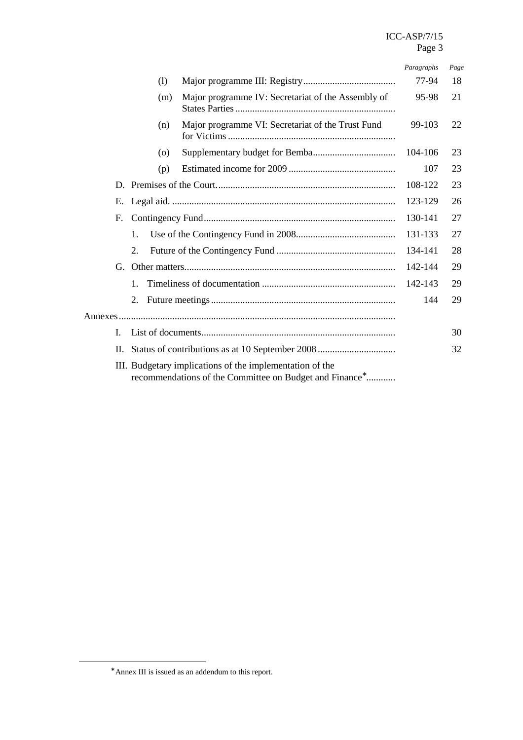| | Paragraphs | Page |
|---|---|---|
| (l) Major programme III: Registry | 77-94 | 18 |
| (m) Major programme IV: Secretariat of the Assembly of States Parties | 95-98 | 21 |
| (n) Major programme VI: Secretariat of the Trust Fund for Victims | 99-103 | 22 |
| (o) Supplementary budget for Bemba | 104-106 | 23 |
| (p) Estimated income for 2009 | 107 | 23 |
| D. Premises of the Court. | 108-122 | 23 |
| E. Legal aid. | 123-129 | 26 |
| F. Contingency Fund | 130-141 | 27 |
| 1. Use of the Contingency Fund in 2008 | 131-133 | 27 |
| 2. Future of the Contingency Fund | 134-141 | 28 |
| G. Other matters | 142-144 | 29 |
| 1. Timeliness of documentation | 142-143 | 29 |
| 2. Future meetings | 144 | 29 |
| Annexes | | |
| I. List of documents | | 30 |
| II. Status of contributions as at 10 September 2008 | | 32 |
| III. Budgetary implications of the implementation of the recommendations of the Committee on Budget and Finance* | | |

*Annex III is issued as an addendum to this report.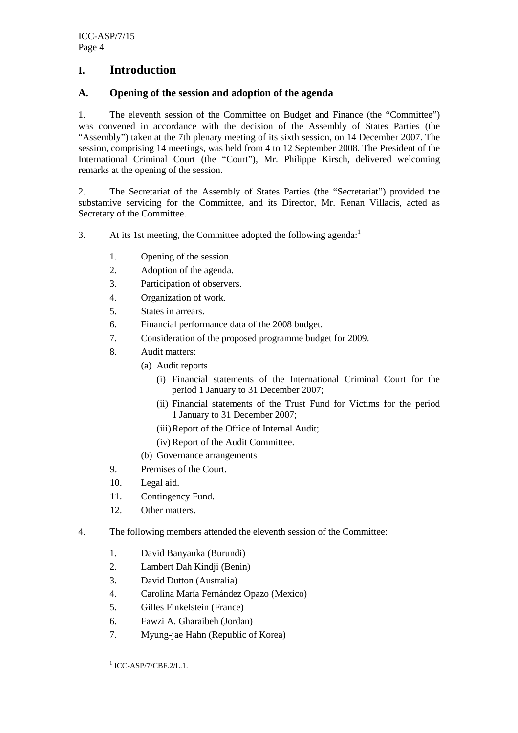# I. Introduction

## A. Opening of the session and adoption of the agenda

1. The eleventh session of the Committee on Budget and Finance (the "Committee") was convened in accordance with the decision of the Assembly of States Parties (the "Assembly") taken at the 7th plenary meeting of its sixth session, on 14 December 2007. The session, comprising 14 meetings, was held from 4 to 12 September 2008. The President of the International Criminal Court (the "Court"), Mr. Philippe Kirsch, delivered welcoming remarks at the opening of the session.

2. The Secretariat of the Assembly of States Parties (the "Secretariat") provided the substantive servicing for the Committee, and its Director, Mr. Renan Villacis, acted as Secretary of the Committee.

3. At its 1st meeting, the Committee adopted the following agenda:[1]

1. Opening of the session.
2. Adoption of the agenda.
3. Participation of observers.
4. Organization of work.
5. States in arrears.
6. Financial performance data of the 2008 budget.
7. Consideration of the proposed programme budget for 2009.
8. Audit matters:
   - (a) Audit reports
     - (i) Financial statements of the International Criminal Court for the period 1 January to 31 December 2007;
     - (ii) Financial statements of the Trust Fund for Victims for the period 1 January to 31 December 2007;
     - (iii) Report of the Office of Internal Audit;
     - (iv) Report of the Audit Committee.
   - (b) Governance arrangements
9. Premises of the Court.
10. Legal aid.
11. Contingency Fund.
12. Other matters.

4. The following members attended the eleventh session of the Committee:

1. David Banyanka (Burundi)
2. Lambert Dah Kindji (Benin)
3. David Dutton (Australia)
4. Carolina María Fernández Opazo (Mexico)
5. Gilles Finkelstein (France)
6. Fawzi A. Gharaibeh (Jordan)
7. Myung-jae Hahn (Republic of Korea)

[1] ICC-ASP/7/CBF.2/L.1.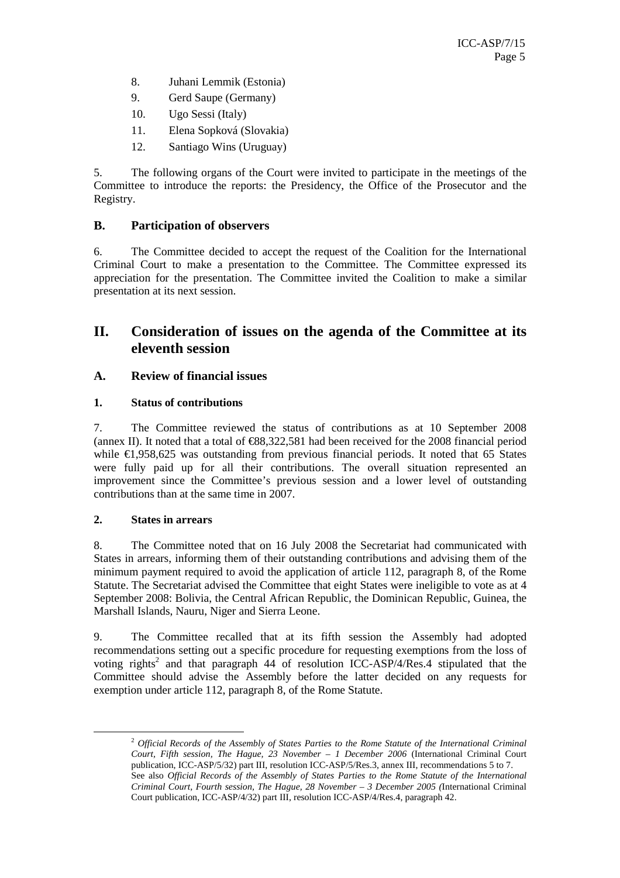8. Juhani Lemmik (Estonia)
9. Gerd Saupe (Germany)
10. Ugo Sessi (Italy)
11. Elena Sopková (Slovakia)
12. Santiago Wins (Uruguay)

5. The following organs of the Court were invited to participate in the meetings of the Committee to introduce the reports: the Presidency, the Office of the Prosecutor and the Registry.

### B. Participation of observers

6. The Committee decided to accept the request of the Coalition for the International Criminal Court to make a presentation to the Committee. The Committee expressed its appreciation for the presentation. The Committee invited the Coalition to make a similar presentation at its next session.

## II. Consideration of issues on the agenda of the Committee at its eleventh session

### A. Review of financial issues

#### 1. Status of contributions

7. The Committee reviewed the status of contributions as at 10 September 2008 (annex II). It noted that a total of €88,322,581 had been received for the 2008 financial period while €1,958,625 was outstanding from previous financial periods. It noted that 65 States were fully paid up for all their contributions. The overall situation represented an improvement since the Committee's previous session and a lower level of outstanding contributions than at the same time in 2007.

#### 2. States in arrears

8. The Committee noted that on 16 July 2008 the Secretariat had communicated with States in arrears, informing them of their outstanding contributions and advising them of the minimum payment required to avoid the application of article 112, paragraph 8, of the Rome Statute. The Secretariat advised the Committee that eight States were ineligible to vote as at 4 September 2008: Bolivia, the Central African Republic, the Dominican Republic, Guinea, the Marshall Islands, Nauru, Niger and Sierra Leone.

9. The Committee recalled that at its fifth session the Assembly had adopted recommendations setting out a specific procedure for requesting exemptions from the loss of voting rights[2] and that paragraph 44 of resolution ICC-ASP/4/Res.4 stipulated that the Committee should advise the Assembly before the latter decided on any requests for exemption under article 112, paragraph 8, of the Rome Statute.

---

[2] *Official Records of the Assembly of States Parties to the Rome Statute of the International Criminal Court, Fifth session, The Hague, 23 November – 1 December 2006* (International Criminal Court publication, ICC-ASP/5/32) part III, resolution ICC-ASP/5/Res.3, annex III, recommendations 5 to 7. See also *Official Records of the Assembly of States Parties to the Rome Statute of the International Criminal Court, Fourth session, The Hague, 28 November – 3 December 2005* (International Criminal Court publication, ICC-ASP/4/32) part III, resolution ICC-ASP/4/Res.4, paragraph 42.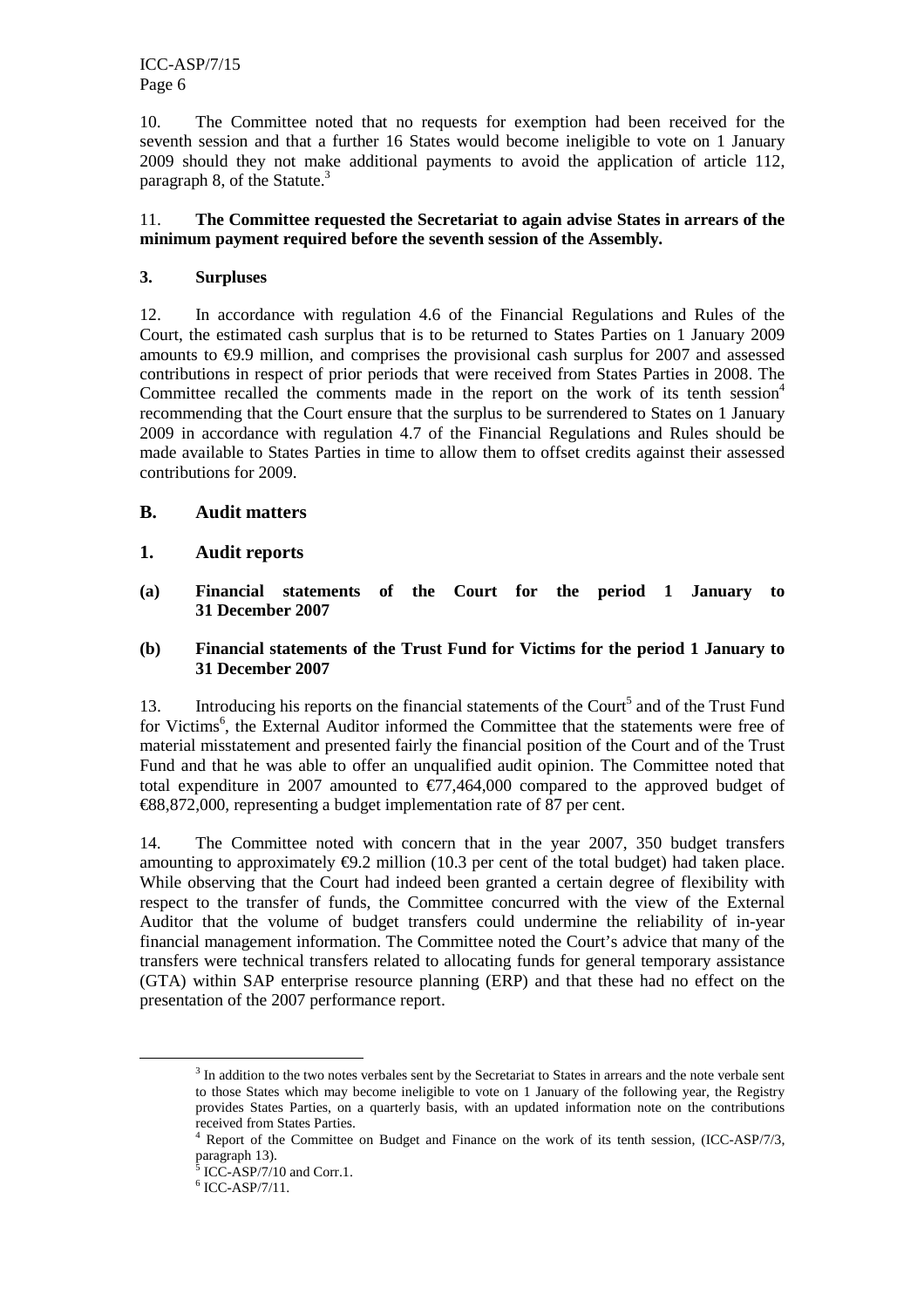10. The Committee noted that no requests for exemption had been received for the seventh session and that a further 16 States would become ineligible to vote on 1 January 2009 should they not make additional payments to avoid the application of article 112, paragraph 8, of the Statute.[3]

11. **The Committee requested the Secretariat to again advise States in arrears of the minimum payment required before the seventh session of the Assembly.**

### 3. Surpluses

12. In accordance with regulation 4.6 of the Financial Regulations and Rules of the Court, the estimated cash surplus that is to be returned to States Parties on 1 January 2009 amounts to €9.9 million, and comprises the provisional cash surplus for 2007 and assessed contributions in respect of prior periods that were received from States Parties in 2008. The Committee recalled the comments made in the report on the work of its tenth session[4] recommending that the Court ensure that the surplus to be surrendered to States on 1 January 2009 in accordance with regulation 4.7 of the Financial Regulations and Rules should be made available to States Parties in time to allow them to offset credits against their assessed contributions for 2009.

## B. Audit matters

### 1. Audit reports

#### (a) Financial statements of the Court for the period 1 January to 31 December 2007

#### (b) Financial statements of the Trust Fund for Victims for the period 1 January to 31 December 2007

13. Introducing his reports on the financial statements of the Court[5] and of the Trust Fund for Victims[6], the External Auditor informed the Committee that the statements were free of material misstatement and presented fairly the financial position of the Court and of the Trust Fund and that he was able to offer an unqualified audit opinion. The Committee noted that total expenditure in 2007 amounted to €77,464,000 compared to the approved budget of €88,872,000, representing a budget implementation rate of 87 per cent.

14. The Committee noted with concern that in the year 2007, 350 budget transfers amounting to approximately €9.2 million (10.3 per cent of the total budget) had taken place. While observing that the Court had indeed been granted a certain degree of flexibility with respect to the transfer of funds, the Committee concurred with the view of the External Auditor that the volume of budget transfers could undermine the reliability of in-year financial management information. The Committee noted the Court's advice that many of the transfers were technical transfers related to allocating funds for general temporary assistance (GTA) within SAP enterprise resource planning (ERP) and that these had no effect on the presentation of the 2007 performance report.

---

[3] In addition to the two notes verbales sent by the Secretariat to States in arrears and the note verbale sent to those States which may become ineligible to vote on 1 January of the following year, the Registry provides States Parties, on a quarterly basis, with an updated information note on the contributions received from States Parties.

[4] Report of the Committee on Budget and Finance on the work of its tenth session, (ICC-ASP/7/3, paragraph 13).

[5] ICC-ASP/7/10 and Corr.1.

[6] ICC-ASP/7/11.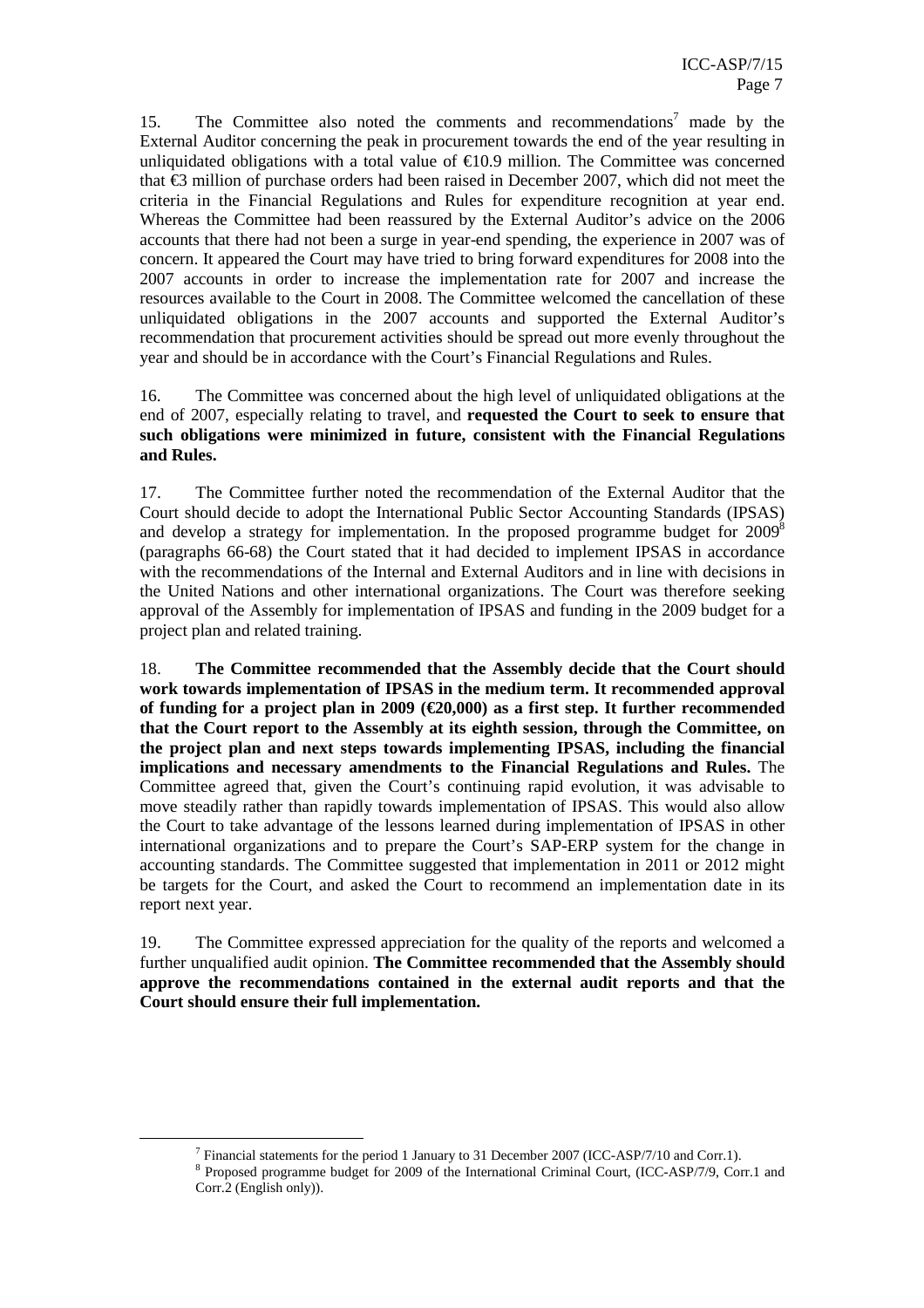15. The Committee also noted the comments and recommendations[7] made by the External Auditor concerning the peak in procurement towards the end of the year resulting in unliquidated obligations with a total value of €10.9 million. The Committee was concerned that €3 million of purchase orders had been raised in December 2007, which did not meet the criteria in the Financial Regulations and Rules for expenditure recognition at year end. Whereas the Committee had been reassured by the External Auditor's advice on the 2006 accounts that there had not been a surge in year-end spending, the experience in 2007 was of concern. It appeared the Court may have tried to bring forward expenditures for 2008 into the 2007 accounts in order to increase the implementation rate for 2007 and increase the resources available to the Court in 2008. The Committee welcomed the cancellation of these unliquidated obligations in the 2007 accounts and supported the External Auditor's recommendation that procurement activities should be spread out more evenly throughout the year and should be in accordance with the Court's Financial Regulations and Rules.

16. The Committee was concerned about the high level of unliquidated obligations at the end of 2007, especially relating to travel, and **requested the Court to seek to ensure that such obligations were minimized in future, consistent with the Financial Regulations and Rules.**

17. The Committee further noted the recommendation of the External Auditor that the Court should decide to adopt the International Public Sector Accounting Standards (IPSAS) and develop a strategy for implementation. In the proposed programme budget for 2009[8] (paragraphs 66-68) the Court stated that it had decided to implement IPSAS in accordance with the recommendations of the Internal and External Auditors and in line with decisions in the United Nations and other international organizations. The Court was therefore seeking approval of the Assembly for implementation of IPSAS and funding in the 2009 budget for a project plan and related training.

18. **The Committee recommended that the Assembly decide that the Court should work towards implementation of IPSAS in the medium term. It recommended approval of funding for a project plan in 2009 (€20,000) as a first step. It further recommended that the Court report to the Assembly at its eighth session, through the Committee, on the project plan and next steps towards implementing IPSAS, including the financial implications and necessary amendments to the Financial Regulations and Rules.** The Committee agreed that, given the Court's continuing rapid evolution, it was advisable to move steadily rather than rapidly towards implementation of IPSAS. This would also allow the Court to take advantage of the lessons learned during implementation of IPSAS in other international organizations and to prepare the Court's SAP-ERP system for the change in accounting standards. The Committee suggested that implementation in 2011 or 2012 might be targets for the Court, and asked the Court to recommend an implementation date in its report next year.

19. The Committee expressed appreciation for the quality of the reports and welcomed a further unqualified audit opinion. **The Committee recommended that the Assembly should approve the recommendations contained in the external audit reports and that the Court should ensure their full implementation.**

---

[7] Financial statements for the period 1 January to 31 December 2007 (ICC-ASP/7/10 and Corr.1).

[8] Proposed programme budget for 2009 of the International Criminal Court, (ICC-ASP/7/9, Corr.1 and Corr.2 (English only)).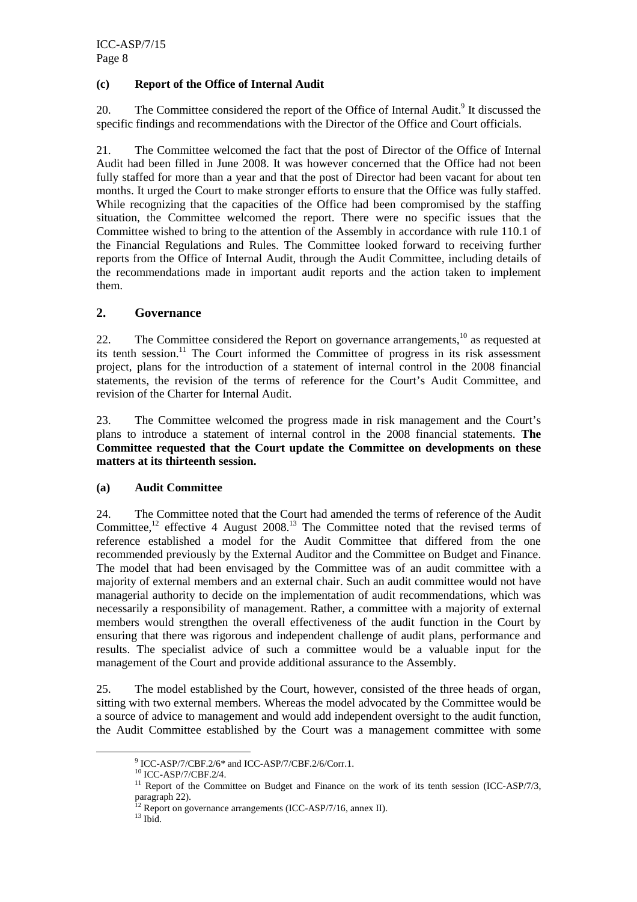### (c) Report of the Office of Internal Audit

20. The Committee considered the report of the Office of Internal Audit.[9] It discussed the specific findings and recommendations with the Director of the Office and Court officials.

21. The Committee welcomed the fact that the post of Director of the Office of Internal Audit had been filled in June 2008. It was however concerned that the Office had not been fully staffed for more than a year and that the post of Director had been vacant for about ten months. It urged the Court to make stronger efforts to ensure that the Office was fully staffed. While recognizing that the capacities of the Office had been compromised by the staffing situation, the Committee welcomed the report. There were no specific issues that the Committee wished to bring to the attention of the Assembly in accordance with rule 110.1 of the Financial Regulations and Rules. The Committee looked forward to receiving further reports from the Office of Internal Audit, through the Audit Committee, including details of the recommendations made in important audit reports and the action taken to implement them.

## 2. Governance

22. The Committee considered the Report on governance arrangements,[10] as requested at its tenth session.[11] The Court informed the Committee of progress in its risk assessment project, plans for the introduction of a statement of internal control in the 2008 financial statements, the revision of the terms of reference for the Court's Audit Committee, and revision of the Charter for Internal Audit.

23. The Committee welcomed the progress made in risk management and the Court's plans to introduce a statement of internal control in the 2008 financial statements. **The Committee requested that the Court update the Committee on developments on these matters at its thirteenth session.**

### (a) Audit Committee

24. The Committee noted that the Court had amended the terms of reference of the Audit Committee,[12] effective 4 August 2008.[13] The Committee noted that the revised terms of reference established a model for the Audit Committee that differed from the one recommended previously by the External Auditor and the Committee on Budget and Finance. The model that had been envisaged by the Committee was of an audit committee with a majority of external members and an external chair. Such an audit committee would not have managerial authority to decide on the implementation of audit recommendations, which was necessarily a responsibility of management. Rather, a committee with a majority of external members would strengthen the overall effectiveness of the audit function in the Court by ensuring that there was rigorous and independent challenge of audit plans, performance and results. The specialist advice of such a committee would be a valuable input for the management of the Court and provide additional assurance to the Assembly.

25. The model established by the Court, however, consisted of the three heads of organ, sitting with two external members. Whereas the model advocated by the Committee would be a source of advice to management and would add independent oversight to the audit function, the Audit Committee established by the Court was a management committee with some

---

[9] ICC-ASP/7/CBF.2/6* and ICC-ASP/7/CBF.2/6/Corr.1.

[10] ICC-ASP/7/CBF.2/4.

[11] Report of the Committee on Budget and Finance on the work of its tenth session (ICC-ASP/7/3, paragraph 22).

[12] Report on governance arrangements (ICC-ASP/7/16, annex II).

[13] Ibid.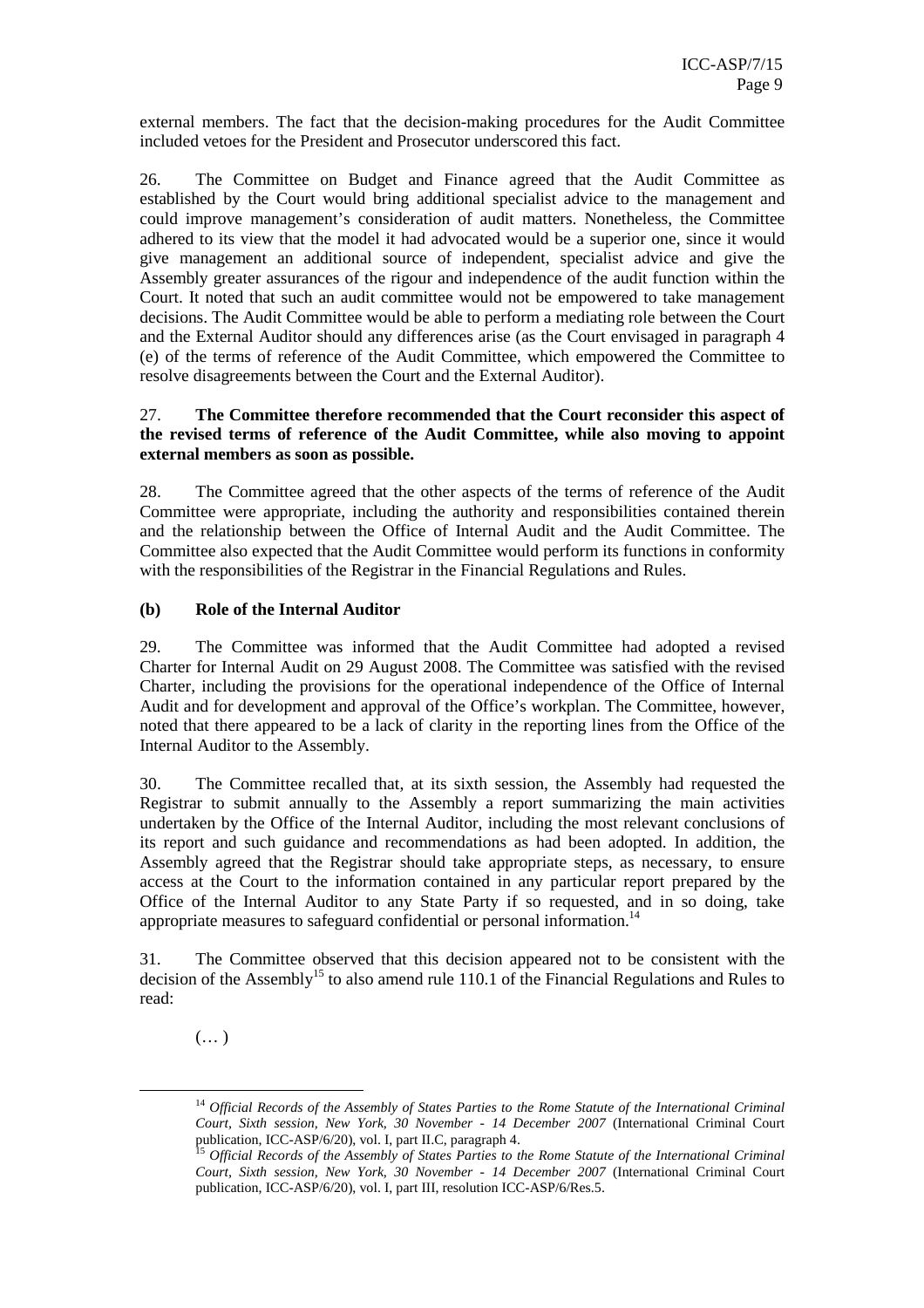external members. The fact that the decision-making procedures for the Audit Committee included vetoes for the President and Prosecutor underscored this fact.

26. The Committee on Budget and Finance agreed that the Audit Committee as established by the Court would bring additional specialist advice to the management and could improve management's consideration of audit matters. Nonetheless, the Committee adhered to its view that the model it had advocated would be a superior one, since it would give management an additional source of independent, specialist advice and give the Assembly greater assurances of the rigour and independence of the audit function within the Court. It noted that such an audit committee would not be empowered to take management decisions. The Audit Committee would be able to perform a mediating role between the Court and the External Auditor should any differences arise (as the Court envisaged in paragraph 4 (e) of the terms of reference of the Audit Committee, which empowered the Committee to resolve disagreements between the Court and the External Auditor).

27. **The Committee therefore recommended that the Court reconsider this aspect of the revised terms of reference of the Audit Committee, while also moving to appoint external members as soon as possible.**

28. The Committee agreed that the other aspects of the terms of reference of the Audit Committee were appropriate, including the authority and responsibilities contained therein and the relationship between the Office of Internal Audit and the Audit Committee. The Committee also expected that the Audit Committee would perform its functions in conformity with the responsibilities of the Registrar in the Financial Regulations and Rules.

### (b) Role of the Internal Auditor

29. The Committee was informed that the Audit Committee had adopted a revised Charter for Internal Audit on 29 August 2008. The Committee was satisfied with the revised Charter, including the provisions for the operational independence of the Office of Internal Audit and for development and approval of the Office's workplan. The Committee, however, noted that there appeared to be a lack of clarity in the reporting lines from the Office of the Internal Auditor to the Assembly.

30. The Committee recalled that, at its sixth session, the Assembly had requested the Registrar to submit annually to the Assembly a report summarizing the main activities undertaken by the Office of the Internal Auditor, including the most relevant conclusions of its report and such guidance and recommendations as had been adopted. In addition, the Assembly agreed that the Registrar should take appropriate steps, as necessary, to ensure access at the Court to the information contained in any particular report prepared by the Office of the Internal Auditor to any State Party if so requested, and in so doing, take appropriate measures to safeguard confidential or personal information.[14]

31. The Committee observed that this decision appeared not to be consistent with the decision of the Assembly[15] to also amend rule 110.1 of the Financial Regulations and Rules to read:

(… )

---

[14] *Official Records of the Assembly of States Parties to the Rome Statute of the International Criminal Court, Sixth session, New York, 30 November - 14 December 2007* (International Criminal Court publication, ICC-ASP/6/20), vol. I, part II.C, paragraph 4.

[15] *Official Records of the Assembly of States Parties to the Rome Statute of the International Criminal Court, Sixth session, New York, 30 November - 14 December 2007* (International Criminal Court publication, ICC-ASP/6/20), vol. I, part III, resolution ICC-ASP/6/Res.5.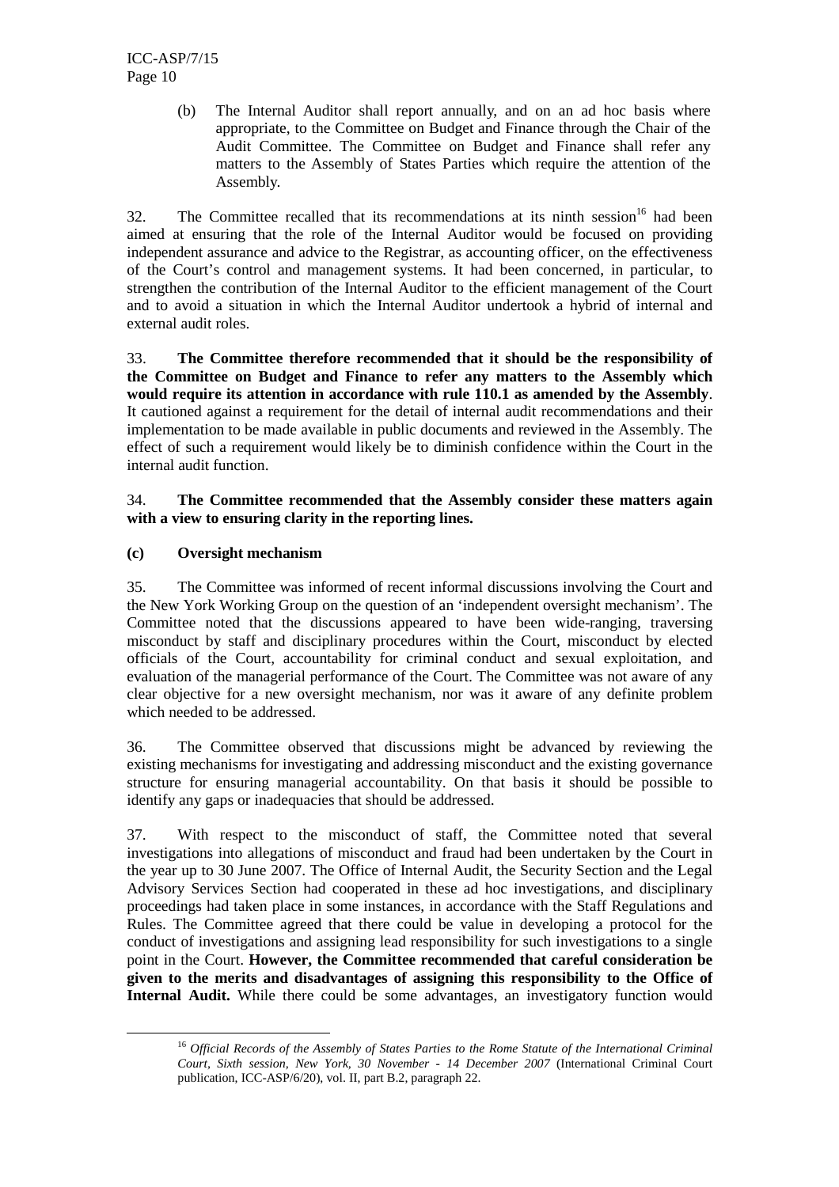(b) The Internal Auditor shall report annually, and on an ad hoc basis where appropriate, to the Committee on Budget and Finance through the Chair of the Audit Committee. The Committee on Budget and Finance shall refer any matters to the Assembly of States Parties which require the attention of the Assembly.

32. The Committee recalled that its recommendations at its ninth session[16] had been aimed at ensuring that the role of the Internal Auditor would be focused on providing independent assurance and advice to the Registrar, as accounting officer, on the effectiveness of the Court's control and management systems. It had been concerned, in particular, to strengthen the contribution of the Internal Auditor to the efficient management of the Court and to avoid a situation in which the Internal Auditor undertook a hybrid of internal and external audit roles.

33. **The Committee therefore recommended that it should be the responsibility of the Committee on Budget and Finance to refer any matters to the Assembly which would require its attention in accordance with rule 110.1 as amended by the Assembly**. It cautioned against a requirement for the detail of internal audit recommendations and their implementation to be made available in public documents and reviewed in the Assembly. The effect of such a requirement would likely be to diminish confidence within the Court in the internal audit function.

34. **The Committee recommended that the Assembly consider these matters again with a view to ensuring clarity in the reporting lines.**

**(c) Oversight mechanism**

35. The Committee was informed of recent informal discussions involving the Court and the New York Working Group on the question of an 'independent oversight mechanism'. The Committee noted that the discussions appeared to have been wide-ranging, traversing misconduct by staff and disciplinary procedures within the Court, misconduct by elected officials of the Court, accountability for criminal conduct and sexual exploitation, and evaluation of the managerial performance of the Court. The Committee was not aware of any clear objective for a new oversight mechanism, nor was it aware of any definite problem which needed to be addressed.

36. The Committee observed that discussions might be advanced by reviewing the existing mechanisms for investigating and addressing misconduct and the existing governance structure for ensuring managerial accountability. On that basis it should be possible to identify any gaps or inadequacies that should be addressed.

37. With respect to the misconduct of staff, the Committee noted that several investigations into allegations of misconduct and fraud had been undertaken by the Court in the year up to 30 June 2007. The Office of Internal Audit, the Security Section and the Legal Advisory Services Section had cooperated in these ad hoc investigations, and disciplinary proceedings had taken place in some instances, in accordance with the Staff Regulations and Rules. The Committee agreed that there could be value in developing a protocol for the conduct of investigations and assigning lead responsibility for such investigations to a single point in the Court. **However, the Committee recommended that careful consideration be given to the merits and disadvantages of assigning this responsibility to the Office of Internal Audit.** While there could be some advantages, an investigatory function would

[16] *Official Records of the Assembly of States Parties to the Rome Statute of the International Criminal Court, Sixth session, New York, 30 November - 14 December 2007* (International Criminal Court publication, ICC-ASP/6/20), vol. II, part B.2, paragraph 22.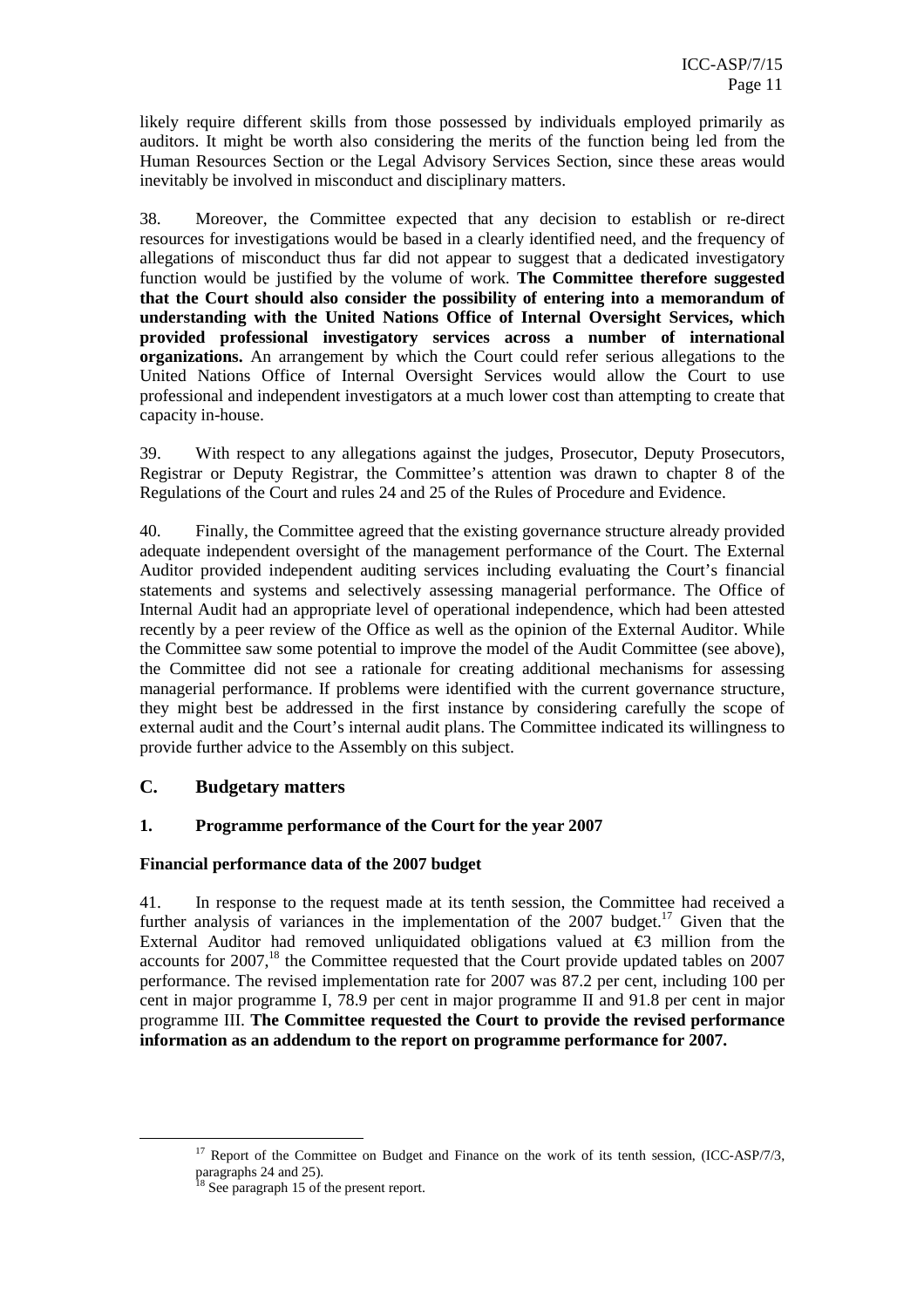likely require different skills from those possessed by individuals employed primarily as auditors. It might be worth also considering the merits of the function being led from the Human Resources Section or the Legal Advisory Services Section, since these areas would inevitably be involved in misconduct and disciplinary matters.

38. Moreover, the Committee expected that any decision to establish or re-direct resources for investigations would be based in a clearly identified need, and the frequency of allegations of misconduct thus far did not appear to suggest that a dedicated investigatory function would be justified by the volume of work. **The Committee therefore suggested that the Court should also consider the possibility of entering into a memorandum of understanding with the United Nations Office of Internal Oversight Services, which provided professional investigatory services across a number of international organizations.** An arrangement by which the Court could refer serious allegations to the United Nations Office of Internal Oversight Services would allow the Court to use professional and independent investigators at a much lower cost than attempting to create that capacity in-house.

39. With respect to any allegations against the judges, Prosecutor, Deputy Prosecutors, Registrar or Deputy Registrar, the Committee's attention was drawn to chapter 8 of the Regulations of the Court and rules 24 and 25 of the Rules of Procedure and Evidence.

40. Finally, the Committee agreed that the existing governance structure already provided adequate independent oversight of the management performance of the Court. The External Auditor provided independent auditing services including evaluating the Court's financial statements and systems and selectively assessing managerial performance. The Office of Internal Audit had an appropriate level of operational independence, which had been attested recently by a peer review of the Office as well as the opinion of the External Auditor. While the Committee saw some potential to improve the model of the Audit Committee (see above), the Committee did not see a rationale for creating additional mechanisms for assessing managerial performance. If problems were identified with the current governance structure, they might best be addressed in the first instance by considering carefully the scope of external audit and the Court's internal audit plans. The Committee indicated its willingness to provide further advice to the Assembly on this subject.

## C. Budgetary matters

### 1. Programme performance of the Court for the year 2007

#### Financial performance data of the 2007 budget

41. In response to the request made at its tenth session, the Committee had received a further analysis of variances in the implementation of the 2007 budget.[17] Given that the External Auditor had removed unliquidated obligations valued at €3 million from the accounts for 2007,[18] the Committee requested that the Court provide updated tables on 2007 performance. The revised implementation rate for 2007 was 87.2 per cent, including 100 per cent in major programme I, 78.9 per cent in major programme II and 91.8 per cent in major programme III. **The Committee requested the Court to provide the revised performance information as an addendum to the report on programme performance for 2007.**

[17] Report of the Committee on Budget and Finance on the work of its tenth session, (ICC-ASP/7/3, paragraphs 24 and 25).

[18] See paragraph 15 of the present report.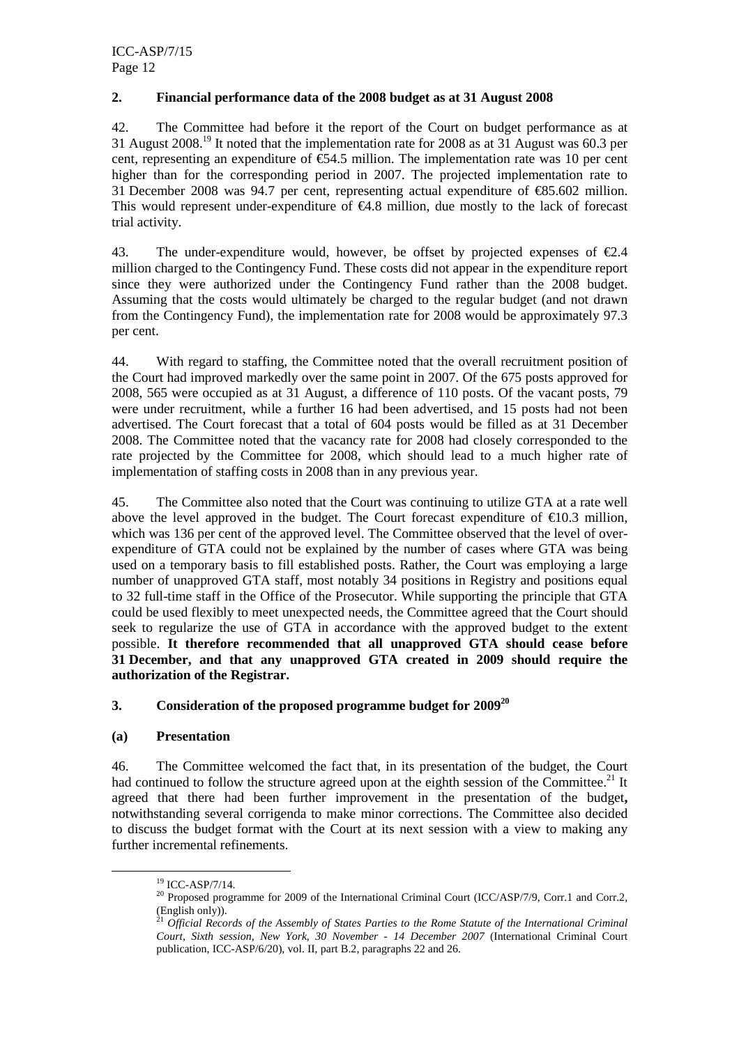## 2. Financial performance data of the 2008 budget as at 31 August 2008

42. The Committee had before it the report of the Court on budget performance as at 31 August 2008.[19] It noted that the implementation rate for 2008 as at 31 August was 60.3 per cent, representing an expenditure of €54.5 million. The implementation rate was 10 per cent higher than for the corresponding period in 2007. The projected implementation rate to 31 December 2008 was 94.7 per cent, representing actual expenditure of €85.602 million. This would represent under-expenditure of €4.8 million, due mostly to the lack of forecast trial activity.

43. The under-expenditure would, however, be offset by projected expenses of €2.4 million charged to the Contingency Fund. These costs did not appear in the expenditure report since they were authorized under the Contingency Fund rather than the 2008 budget. Assuming that the costs would ultimately be charged to the regular budget (and not drawn from the Contingency Fund), the implementation rate for 2008 would be approximately 97.3 per cent.

44. With regard to staffing, the Committee noted that the overall recruitment position of the Court had improved markedly over the same point in 2007. Of the 675 posts approved for 2008, 565 were occupied as at 31 August, a difference of 110 posts. Of the vacant posts, 79 were under recruitment, while a further 16 had been advertised, and 15 posts had not been advertised. The Court forecast that a total of 604 posts would be filled as at 31 December 2008. The Committee noted that the vacancy rate for 2008 had closely corresponded to the rate projected by the Committee for 2008, which should lead to a much higher rate of implementation of staffing costs in 2008 than in any previous year.

45. The Committee also noted that the Court was continuing to utilize GTA at a rate well above the level approved in the budget. The Court forecast expenditure of €10.3 million, which was 136 per cent of the approved level. The Committee observed that the level of over-expenditure of GTA could not be explained by the number of cases where GTA was being used on a temporary basis to fill established posts. Rather, the Court was employing a large number of unapproved GTA staff, most notably 34 positions in Registry and positions equal to 32 full-time staff in the Office of the Prosecutor. While supporting the principle that GTA could be used flexibly to meet unexpected needs, the Committee agreed that the Court should seek to regularize the use of GTA in accordance with the approved budget to the extent possible. **It therefore recommended that all unapproved GTA should cease before 31 December, and that any unapproved GTA created in 2009 should require the authorization of the Registrar.**

## 3. Consideration of the proposed programme budget for 2009[20]

### (a) Presentation

46. The Committee welcomed the fact that, in its presentation of the budget, the Court had continued to follow the structure agreed upon at the eighth session of the Committee.[21] It agreed that there had been further improvement in the presentation of the budget**,** notwithstanding several corrigenda to make minor corrections. The Committee also decided to discuss the budget format with the Court at its next session with a view to making any further incremental refinements.

---

[19] ICC-ASP/7/14.

[20] Proposed programme for 2009 of the International Criminal Court (ICC/ASP/7/9, Corr.1 and Corr.2, (English only)).

[21] *Official Records of the Assembly of States Parties to the Rome Statute of the International Criminal Court, Sixth session, New York, 30 November - 14 December 2007* (International Criminal Court publication, ICC-ASP/6/20), vol. II, part B.2, paragraphs 22 and 26.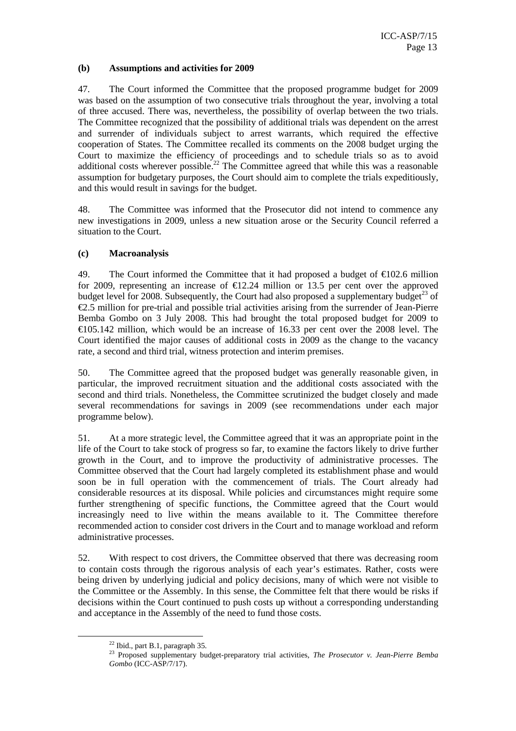### (b) Assumptions and activities for 2009

47. The Court informed the Committee that the proposed programme budget for 2009 was based on the assumption of two consecutive trials throughout the year, involving a total of three accused. There was, nevertheless, the possibility of overlap between the two trials. The Committee recognized that the possibility of additional trials was dependent on the arrest and surrender of individuals subject to arrest warrants, which required the effective cooperation of States. The Committee recalled its comments on the 2008 budget urging the Court to maximize the efficiency of proceedings and to schedule trials so as to avoid additional costs wherever possible.[22] The Committee agreed that while this was a reasonable assumption for budgetary purposes, the Court should aim to complete the trials expeditiously, and this would result in savings for the budget.

48. The Committee was informed that the Prosecutor did not intend to commence any new investigations in 2009, unless a new situation arose or the Security Council referred a situation to the Court.

### (c) Macroanalysis

49. The Court informed the Committee that it had proposed a budget of €102.6 million for 2009, representing an increase of €12.24 million or 13.5 per cent over the approved budget level for 2008. Subsequently, the Court had also proposed a supplementary budget[23] of €2.5 million for pre-trial and possible trial activities arising from the surrender of Jean-Pierre Bemba Gombo on 3 July 2008. This had brought the total proposed budget for 2009 to €105.142 million, which would be an increase of 16.33 per cent over the 2008 level. The Court identified the major causes of additional costs in 2009 as the change to the vacancy rate, a second and third trial, witness protection and interim premises.

50. The Committee agreed that the proposed budget was generally reasonable given, in particular, the improved recruitment situation and the additional costs associated with the second and third trials. Nonetheless, the Committee scrutinized the budget closely and made several recommendations for savings in 2009 (see recommendations under each major programme below).

51. At a more strategic level, the Committee agreed that it was an appropriate point in the life of the Court to take stock of progress so far, to examine the factors likely to drive further growth in the Court, and to improve the productivity of administrative processes. The Committee observed that the Court had largely completed its establishment phase and would soon be in full operation with the commencement of trials. The Court already had considerable resources at its disposal. While policies and circumstances might require some further strengthening of specific functions, the Committee agreed that the Court would increasingly need to live within the means available to it. The Committee therefore recommended action to consider cost drivers in the Court and to manage workload and reform administrative processes.

52. With respect to cost drivers, the Committee observed that there was decreasing room to contain costs through the rigorous analysis of each year's estimates. Rather, costs were being driven by underlying judicial and policy decisions, many of which were not visible to the Committee or the Assembly. In this sense, the Committee felt that there would be risks if decisions within the Court continued to push costs up without a corresponding understanding and acceptance in the Assembly of the need to fund those costs.

---

[22] Ibid., part B.1, paragraph 35.

[23] Proposed supplementary budget-preparatory trial activities, *The Prosecutor v. Jean-Pierre Bemba Gombo* (ICC-ASP/7/17).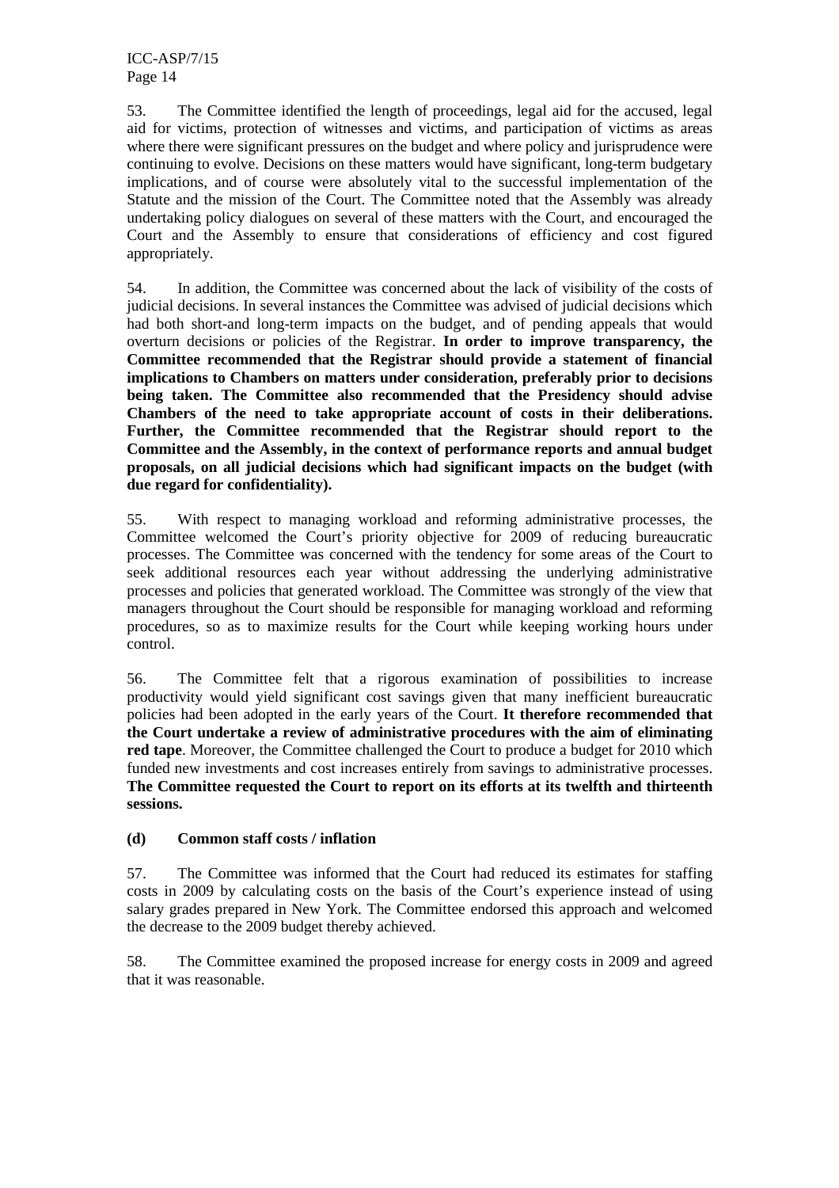53. The Committee identified the length of proceedings, legal aid for the accused, legal aid for victims, protection of witnesses and victims, and participation of victims as areas where there were significant pressures on the budget and where policy and jurisprudence were continuing to evolve. Decisions on these matters would have significant, long-term budgetary implications, and of course were absolutely vital to the successful implementation of the Statute and the mission of the Court. The Committee noted that the Assembly was already undertaking policy dialogues on several of these matters with the Court, and encouraged the Court and the Assembly to ensure that considerations of efficiency and cost figured appropriately.

54. In addition, the Committee was concerned about the lack of visibility of the costs of judicial decisions. In several instances the Committee was advised of judicial decisions which had both short-and long-term impacts on the budget, and of pending appeals that would overturn decisions or policies of the Registrar. **In order to improve transparency, the Committee recommended that the Registrar should provide a statement of financial implications to Chambers on matters under consideration, preferably prior to decisions being taken. The Committee also recommended that the Presidency should advise Chambers of the need to take appropriate account of costs in their deliberations. Further, the Committee recommended that the Registrar should report to the Committee and the Assembly, in the context of performance reports and annual budget proposals, on all judicial decisions which had significant impacts on the budget (with due regard for confidentiality).**

55. With respect to managing workload and reforming administrative processes, the Committee welcomed the Court's priority objective for 2009 of reducing bureaucratic processes. The Committee was concerned with the tendency for some areas of the Court to seek additional resources each year without addressing the underlying administrative processes and policies that generated workload. The Committee was strongly of the view that managers throughout the Court should be responsible for managing workload and reforming procedures, so as to maximize results for the Court while keeping working hours under control.

56. The Committee felt that a rigorous examination of possibilities to increase productivity would yield significant cost savings given that many inefficient bureaucratic policies had been adopted in the early years of the Court. **It therefore recommended that the Court undertake a review of administrative procedures with the aim of eliminating red tape**. Moreover, the Committee challenged the Court to produce a budget for 2010 which funded new investments and cost increases entirely from savings to administrative processes. **The Committee requested the Court to report on its efforts at its twelfth and thirteenth sessions.**

#### (d) Common staff costs / inflation

57. The Committee was informed that the Court had reduced its estimates for staffing costs in 2009 by calculating costs on the basis of the Court's experience instead of using salary grades prepared in New York. The Committee endorsed this approach and welcomed the decrease to the 2009 budget thereby achieved.

58. The Committee examined the proposed increase for energy costs in 2009 and agreed that it was reasonable.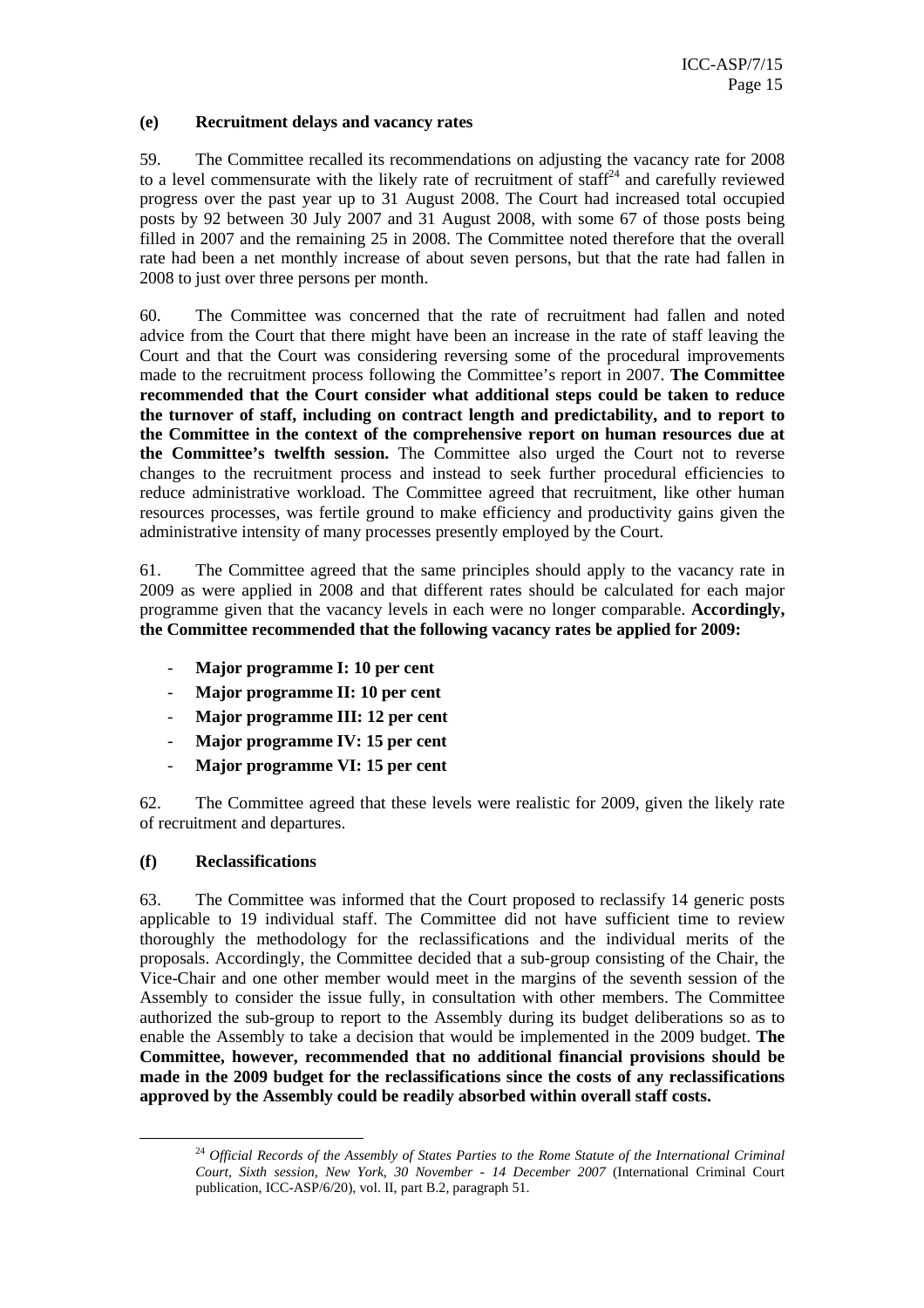#### (e) Recruitment delays and vacancy rates

59. The Committee recalled its recommendations on adjusting the vacancy rate for 2008 to a level commensurate with the likely rate of recruitment of staff[24] and carefully reviewed progress over the past year up to 31 August 2008. The Court had increased total occupied posts by 92 between 30 July 2007 and 31 August 2008, with some 67 of those posts being filled in 2007 and the remaining 25 in 2008. The Committee noted therefore that the overall rate had been a net monthly increase of about seven persons, but that the rate had fallen in 2008 to just over three persons per month.

60. The Committee was concerned that the rate of recruitment had fallen and noted advice from the Court that there might have been an increase in the rate of staff leaving the Court and that the Court was considering reversing some of the procedural improvements made to the recruitment process following the Committee's report in 2007. **The Committee recommended that the Court consider what additional steps could be taken to reduce the turnover of staff, including on contract length and predictability, and to report to the Committee in the context of the comprehensive report on human resources due at the Committee's twelfth session.** The Committee also urged the Court not to reverse changes to the recruitment process and instead to seek further procedural efficiencies to reduce administrative workload. The Committee agreed that recruitment, like other human resources processes, was fertile ground to make efficiency and productivity gains given the administrative intensity of many processes presently employed by the Court.

61. The Committee agreed that the same principles should apply to the vacancy rate in 2009 as were applied in 2008 and that different rates should be calculated for each major programme given that the vacancy levels in each were no longer comparable. **Accordingly, the Committee recommended that the following vacancy rates be applied for 2009:**

- **Major programme I: 10 per cent**
- **Major programme II: 10 per cent**
- **Major programme III: 12 per cent**
- **Major programme IV: 15 per cent**
- **Major programme VI: 15 per cent**

62. The Committee agreed that these levels were realistic for 2009, given the likely rate of recruitment and departures.

#### (f) Reclassifications

63. The Committee was informed that the Court proposed to reclassify 14 generic posts applicable to 19 individual staff. The Committee did not have sufficient time to review thoroughly the methodology for the reclassifications and the individual merits of the proposals. Accordingly, the Committee decided that a sub-group consisting of the Chair, the Vice-Chair and one other member would meet in the margins of the seventh session of the Assembly to consider the issue fully, in consultation with other members. The Committee authorized the sub-group to report to the Assembly during its budget deliberations so as to enable the Assembly to take a decision that would be implemented in the 2009 budget. **The Committee, however, recommended that no additional financial provisions should be made in the 2009 budget for the reclassifications since the costs of any reclassifications approved by the Assembly could be readily absorbed within overall staff costs.**

---

[24] *Official Records of the Assembly of States Parties to the Rome Statute of the International Criminal Court, Sixth session, New York, 30 November - 14 December 2007* (International Criminal Court publication, ICC-ASP/6/20), vol. II, part B.2, paragraph 51.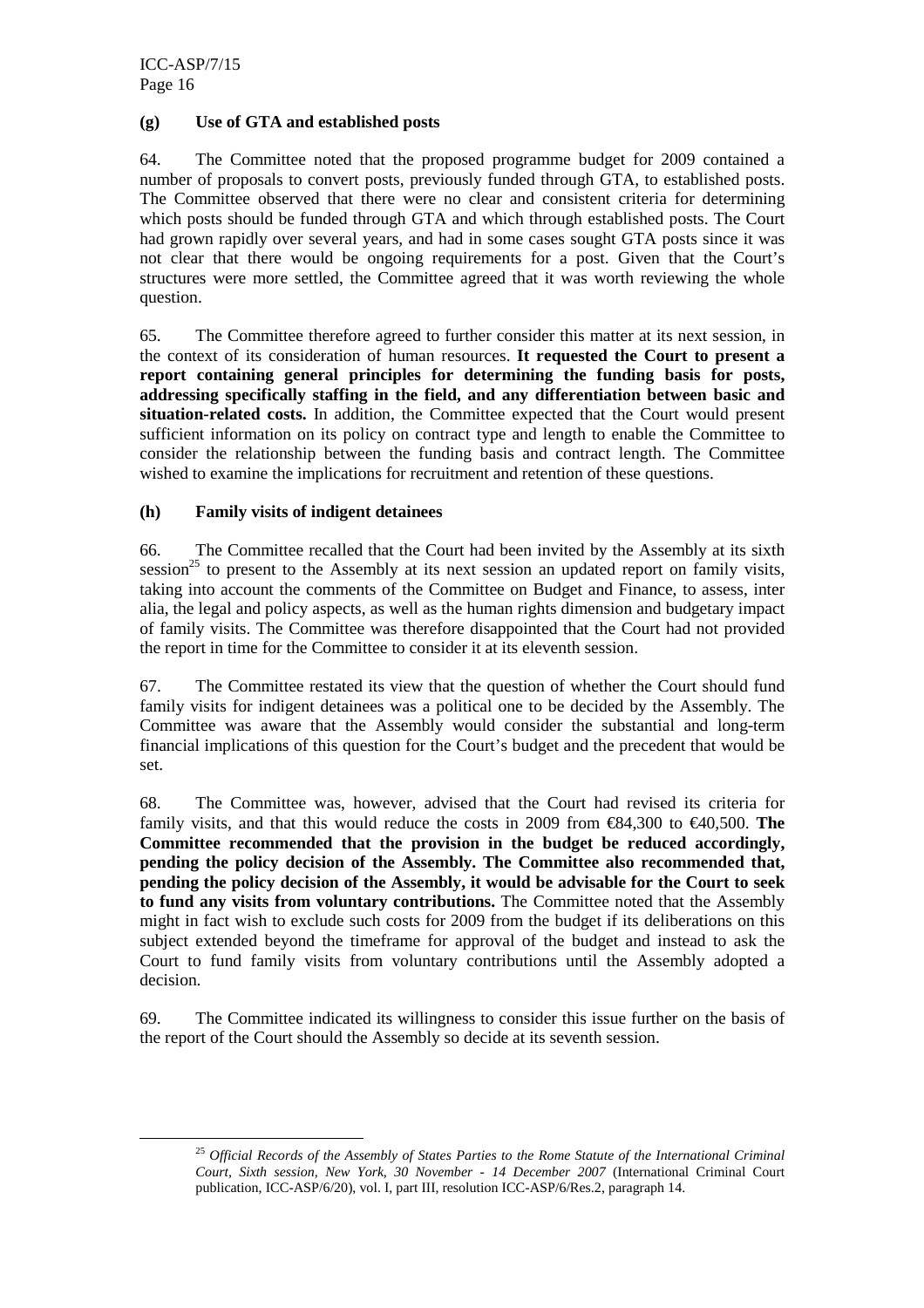### (g) Use of GTA and established posts

64. The Committee noted that the proposed programme budget for 2009 contained a number of proposals to convert posts, previously funded through GTA, to established posts. The Committee observed that there were no clear and consistent criteria for determining which posts should be funded through GTA and which through established posts. The Court had grown rapidly over several years, and had in some cases sought GTA posts since it was not clear that there would be ongoing requirements for a post. Given that the Court's structures were more settled, the Committee agreed that it was worth reviewing the whole question.

65. The Committee therefore agreed to further consider this matter at its next session, in the context of its consideration of human resources. **It requested the Court to present a report containing general principles for determining the funding basis for posts, addressing specifically staffing in the field, and any differentiation between basic and situation-related costs.** In addition, the Committee expected that the Court would present sufficient information on its policy on contract type and length to enable the Committee to consider the relationship between the funding basis and contract length. The Committee wished to examine the implications for recruitment and retention of these questions.

### (h) Family visits of indigent detainees

66. The Committee recalled that the Court had been invited by the Assembly at its sixth session[25] to present to the Assembly at its next session an updated report on family visits, taking into account the comments of the Committee on Budget and Finance, to assess, inter alia, the legal and policy aspects, as well as the human rights dimension and budgetary impact of family visits. The Committee was therefore disappointed that the Court had not provided the report in time for the Committee to consider it at its eleventh session.

67. The Committee restated its view that the question of whether the Court should fund family visits for indigent detainees was a political one to be decided by the Assembly. The Committee was aware that the Assembly would consider the substantial and long-term financial implications of this question for the Court's budget and the precedent that would be set.

68. The Committee was, however, advised that the Court had revised its criteria for family visits, and that this would reduce the costs in 2009 from €84,300 to €40,500. **The Committee recommended that the provision in the budget be reduced accordingly, pending the policy decision of the Assembly. The Committee also recommended that, pending the policy decision of the Assembly, it would be advisable for the Court to seek to fund any visits from voluntary contributions.** The Committee noted that the Assembly might in fact wish to exclude such costs for 2009 from the budget if its deliberations on this subject extended beyond the timeframe for approval of the budget and instead to ask the Court to fund family visits from voluntary contributions until the Assembly adopted a decision.

69. The Committee indicated its willingness to consider this issue further on the basis of the report of the Court should the Assembly so decide at its seventh session.

[25] *Official Records of the Assembly of States Parties to the Rome Statute of the International Criminal Court, Sixth session, New York, 30 November - 14 December 2007* (International Criminal Court publication, ICC-ASP/6/20), vol. I, part III, resolution ICC-ASP/6/Res.2, paragraph 14.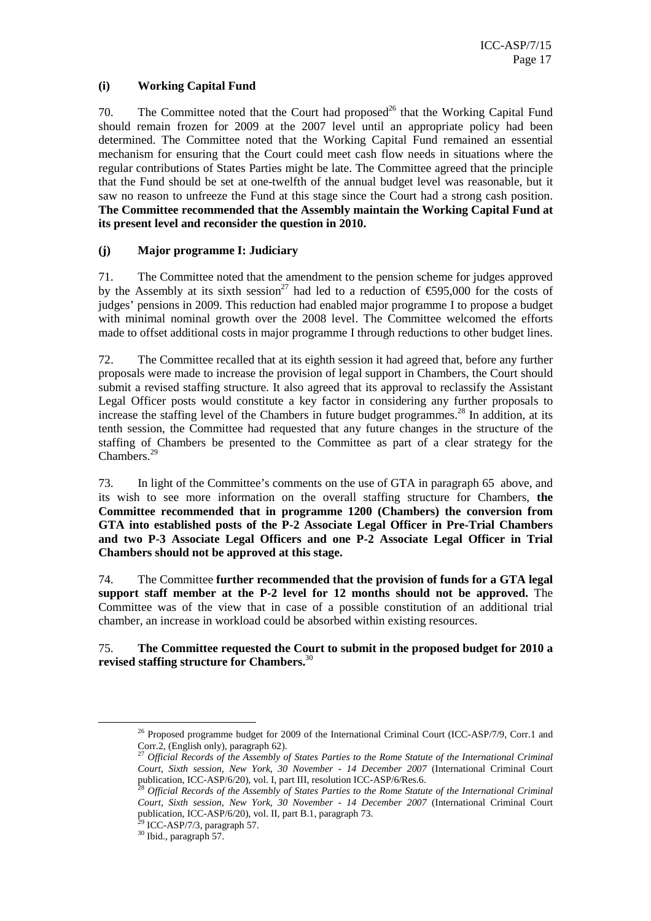### (i) Working Capital Fund

70. The Committee noted that the Court had proposed[26] that the Working Capital Fund should remain frozen for 2009 at the 2007 level until an appropriate policy had been determined. The Committee noted that the Working Capital Fund remained an essential mechanism for ensuring that the Court could meet cash flow needs in situations where the regular contributions of States Parties might be late. The Committee agreed that the principle that the Fund should be set at one-twelfth of the annual budget level was reasonable, but it saw no reason to unfreeze the Fund at this stage since the Court had a strong cash position. **The Committee recommended that the Assembly maintain the Working Capital Fund at its present level and reconsider the question in 2010.**

### (j) Major programme I: Judiciary

71. The Committee noted that the amendment to the pension scheme for judges approved by the Assembly at its sixth session[27] had led to a reduction of €595,000 for the costs of judges' pensions in 2009. This reduction had enabled major programme I to propose a budget with minimal nominal growth over the 2008 level. The Committee welcomed the efforts made to offset additional costs in major programme I through reductions to other budget lines.

72. The Committee recalled that at its eighth session it had agreed that, before any further proposals were made to increase the provision of legal support in Chambers, the Court should submit a revised staffing structure. It also agreed that its approval to reclassify the Assistant Legal Officer posts would constitute a key factor in considering any further proposals to increase the staffing level of the Chambers in future budget programmes.[28] In addition, at its tenth session, the Committee had requested that any future changes in the structure of the staffing of Chambers be presented to the Committee as part of a clear strategy for the Chambers.[29]

73. In light of the Committee's comments on the use of GTA in paragraph 65 above, and its wish to see more information on the overall staffing structure for Chambers, **the Committee recommended that in programme 1200 (Chambers) the conversion from GTA into established posts of the P-2 Associate Legal Officer in Pre-Trial Chambers and two P-3 Associate Legal Officers and one P-2 Associate Legal Officer in Trial Chambers should not be approved at this stage.**

74. The Committee **further recommended that the provision of funds for a GTA legal support staff member at the P-2 level for 12 months should not be approved.** The Committee was of the view that in case of a possible constitution of an additional trial chamber, an increase in workload could be absorbed within existing resources.

75. **The Committee requested the Court to submit in the proposed budget for 2010 a revised staffing structure for Chambers.**[30]

---

[26] Proposed programme budget for 2009 of the International Criminal Court (ICC-ASP/7/9, Corr.1 and Corr.2, (English only), paragraph 62).

[27] *Official Records of the Assembly of States Parties to the Rome Statute of the International Criminal Court, Sixth session, New York, 30 November - 14 December 2007* (International Criminal Court publication, ICC-ASP/6/20), vol. I, part III, resolution ICC-ASP/6/Res.6.

[28] *Official Records of the Assembly of States Parties to the Rome Statute of the International Criminal Court, Sixth session, New York, 30 November - 14 December 2007* (International Criminal Court publication, ICC-ASP/6/20), vol. II, part B.1, paragraph 73.

[29] ICC-ASP/7/3, paragraph 57.

[30] Ibid., paragraph 57.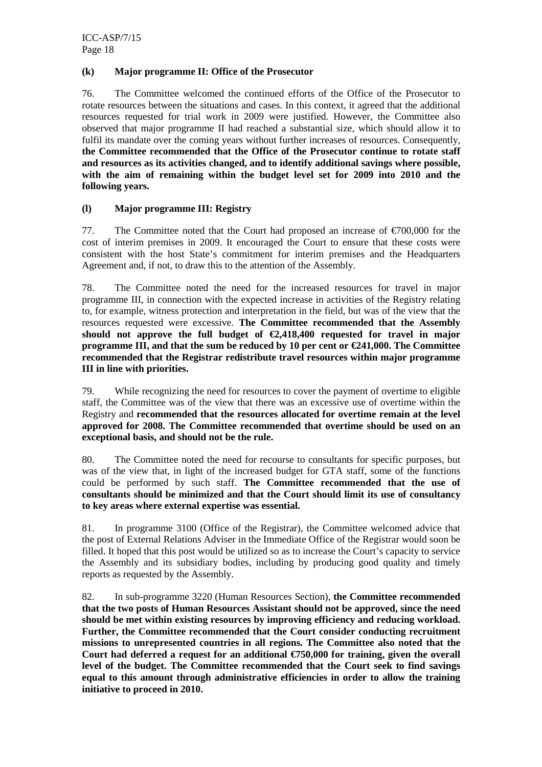### (k) Major programme II: Office of the Prosecutor

76. The Committee welcomed the continued efforts of the Office of the Prosecutor to rotate resources between the situations and cases. In this context, it agreed that the additional resources requested for trial work in 2009 were justified. However, the Committee also observed that major programme II had reached a substantial size, which should allow it to fulfil its mandate over the coming years without further increases of resources. Consequently, **the Committee recommended that the Office of the Prosecutor continue to rotate staff and resources as its activities changed, and to identify additional savings where possible, with the aim of remaining within the budget level set for 2009 into 2010 and the following years.**

### (l) Major programme III: Registry

77. The Committee noted that the Court had proposed an increase of €700,000 for the cost of interim premises in 2009. It encouraged the Court to ensure that these costs were consistent with the host State's commitment for interim premises and the Headquarters Agreement and, if not, to draw this to the attention of the Assembly.

78. The Committee noted the need for the increased resources for travel in major programme III, in connection with the expected increase in activities of the Registry relating to, for example, witness protection and interpretation in the field, but was of the view that the resources requested were excessive. **The Committee recommended that the Assembly should not approve the full budget of €2,418,400 requested for travel in major programme III, and that the sum be reduced by 10 per cent or €241,000. The Committee recommended that the Registrar redistribute travel resources within major programme III in line with priorities.**

79. While recognizing the need for resources to cover the payment of overtime to eligible staff, the Committee was of the view that there was an excessive use of overtime within the Registry and **recommended that the resources allocated for overtime remain at the level approved for 2008. The Committee recommended that overtime should be used on an exceptional basis, and should not be the rule.**

80. The Committee noted the need for recourse to consultants for specific purposes, but was of the view that, in light of the increased budget for GTA staff, some of the functions could be performed by such staff. **The Committee recommended that the use of consultants should be minimized and that the Court should limit its use of consultancy to key areas where external expertise was essential.**

81. In programme 3100 (Office of the Registrar), the Committee welcomed advice that the post of External Relations Adviser in the Immediate Office of the Registrar would soon be filled. It hoped that this post would be utilized so as to increase the Court's capacity to service the Assembly and its subsidiary bodies, including by producing good quality and timely reports as requested by the Assembly.

82. In sub-programme 3220 (Human Resources Section), **the Committee recommended that the two posts of Human Resources Assistant should not be approved, since the need should be met within existing resources by improving efficiency and reducing workload. Further, the Committee recommended that the Court consider conducting recruitment missions to unrepresented countries in all regions. The Committee also noted that the Court had deferred a request for an additional €750,000 for training, given the overall level of the budget. The Committee recommended that the Court seek to find savings equal to this amount through administrative efficiencies in order to allow the training initiative to proceed in 2010.**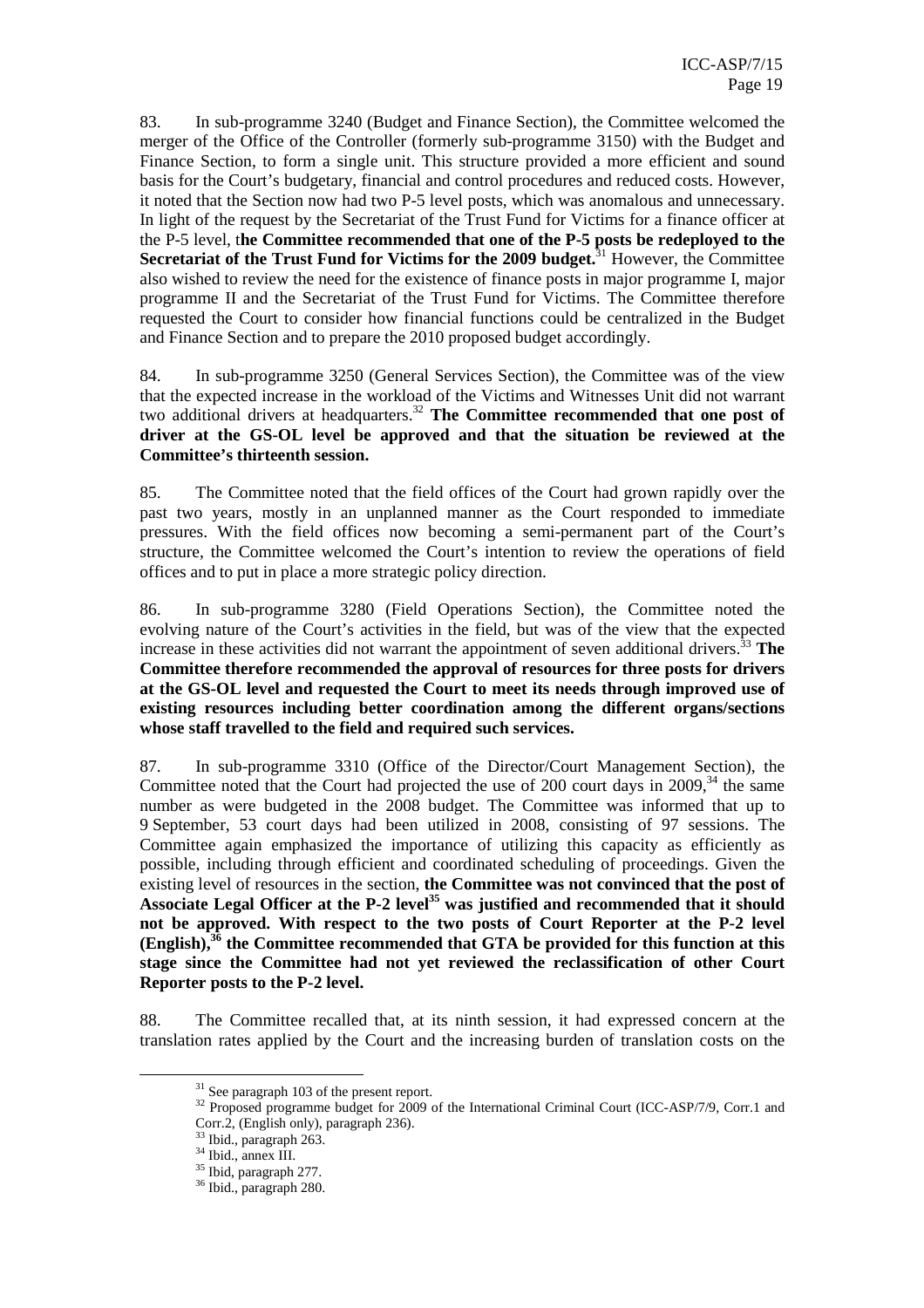83. In sub-programme 3240 (Budget and Finance Section), the Committee welcomed the merger of the Office of the Controller (formerly sub-programme 3150) with the Budget and Finance Section, to form a single unit. This structure provided a more efficient and sound basis for the Court's budgetary, financial and control procedures and reduced costs. However, it noted that the Section now had two P-5 level posts, which was anomalous and unnecessary. In light of the request by the Secretariat of the Trust Fund for Victims for a finance officer at the P-5 level, t**he Committee recommended that one of the P-5 posts be redeployed to the Secretariat of the Trust Fund for Victims for the 2009 budget.**[31] However, the Committee also wished to review the need for the existence of finance posts in major programme I, major programme II and the Secretariat of the Trust Fund for Victims. The Committee therefore requested the Court to consider how financial functions could be centralized in the Budget and Finance Section and to prepare the 2010 proposed budget accordingly.

84. In sub-programme 3250 (General Services Section), the Committee was of the view that the expected increase in the workload of the Victims and Witnesses Unit did not warrant two additional drivers at headquarters.[32] **The Committee recommended that one post of driver at the GS-OL level be approved and that the situation be reviewed at the Committee's thirteenth session.**

85. The Committee noted that the field offices of the Court had grown rapidly over the past two years, mostly in an unplanned manner as the Court responded to immediate pressures. With the field offices now becoming a semi-permanent part of the Court's structure, the Committee welcomed the Court's intention to review the operations of field offices and to put in place a more strategic policy direction.

86. In sub-programme 3280 (Field Operations Section), the Committee noted the evolving nature of the Court's activities in the field, but was of the view that the expected increase in these activities did not warrant the appointment of seven additional drivers.[33] **The Committee therefore recommended the approval of resources for three posts for drivers at the GS-OL level and requested the Court to meet its needs through improved use of existing resources including better coordination among the different organs/sections whose staff travelled to the field and required such services.**

87. In sub-programme 3310 (Office of the Director/Court Management Section), the Committee noted that the Court had projected the use of 200 court days in 2009,[34] the same number as were budgeted in the 2008 budget. The Committee was informed that up to 9 September, 53 court days had been utilized in 2008, consisting of 97 sessions. The Committee again emphasized the importance of utilizing this capacity as efficiently as possible, including through efficient and coordinated scheduling of proceedings. Given the existing level of resources in the section, **the Committee was not convinced that the post of Associate Legal Officer at the P-2 level[35] was justified and recommended that it should not be approved. With respect to the two posts of Court Reporter at the P-2 level (English),[36] the Committee recommended that GTA be provided for this function at this stage since the Committee had not yet reviewed the reclassification of other Court Reporter posts to the P-2 level.**

88. The Committee recalled that, at its ninth session, it had expressed concern at the translation rates applied by the Court and the increasing burden of translation costs on the

---

[31] See paragraph 103 of the present report.

[32] Proposed programme budget for 2009 of the International Criminal Court (ICC-ASP/7/9, Corr.1 and Corr.2, (English only), paragraph 236).

[33] Ibid., paragraph 263.

[34] Ibid., annex III.

[35] Ibid, paragraph 277.

[36] Ibid., paragraph 280.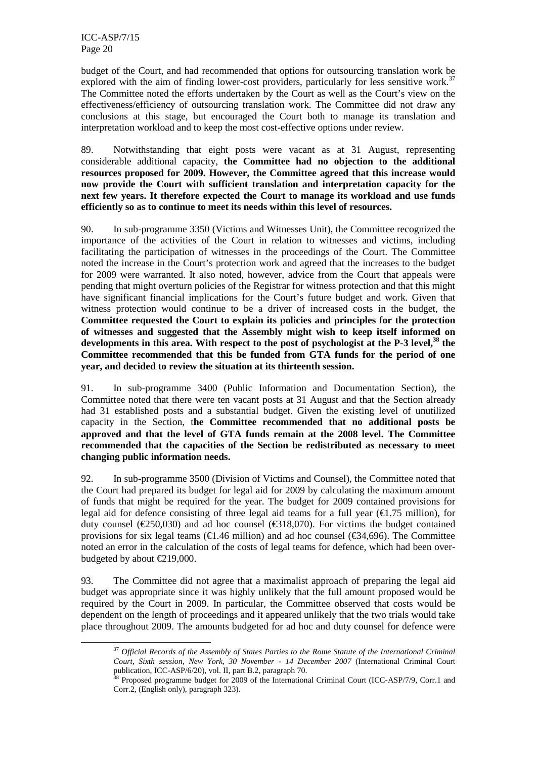budget of the Court, and had recommended that options for outsourcing translation work be explored with the aim of finding lower-cost providers, particularly for less sensitive work.[37] The Committee noted the efforts undertaken by the Court as well as the Court's view on the effectiveness/efficiency of outsourcing translation work. The Committee did not draw any conclusions at this stage, but encouraged the Court both to manage its translation and interpretation workload and to keep the most cost-effective options under review.

89. Notwithstanding that eight posts were vacant as at 31 August, representing considerable additional capacity, **the Committee had no objection to the additional resources proposed for 2009. However, the Committee agreed that this increase would now provide the Court with sufficient translation and interpretation capacity for the next few years. It therefore expected the Court to manage its workload and use funds efficiently so as to continue to meet its needs within this level of resources.**

90. In sub-programme 3350 (Victims and Witnesses Unit), the Committee recognized the importance of the activities of the Court in relation to witnesses and victims, including facilitating the participation of witnesses in the proceedings of the Court. The Committee noted the increase in the Court's protection work and agreed that the increases to the budget for 2009 were warranted. It also noted, however, advice from the Court that appeals were pending that might overturn policies of the Registrar for witness protection and that this might have significant financial implications for the Court's future budget and work. Given that witness protection would continue to be a driver of increased costs in the budget, the **Committee requested the Court to explain its policies and principles for the protection of witnesses and suggested that the Assembly might wish to keep itself informed on developments in this area. With respect to the post of psychologist at the P-3 level,[38] the Committee recommended that this be funded from GTA funds for the period of one year, and decided to review the situation at its thirteenth session.**

91. In sub-programme 3400 (Public Information and Documentation Section), the Committee noted that there were ten vacant posts at 31 August and that the Section already had 31 established posts and a substantial budget. Given the existing level of unutilized capacity in the Section, t**he Committee recommended that no additional posts be approved and that the level of GTA funds remain at the 2008 level. The Committee recommended that the capacities of the Section be redistributed as necessary to meet changing public information needs.**

92. In sub-programme 3500 (Division of Victims and Counsel), the Committee noted that the Court had prepared its budget for legal aid for 2009 by calculating the maximum amount of funds that might be required for the year. The budget for 2009 contained provisions for legal aid for defence consisting of three legal aid teams for a full year (€1.75 million), for duty counsel (€250,030) and ad hoc counsel (€318,070). For victims the budget contained provisions for six legal teams (€1.46 million) and ad hoc counsel (€34,696). The Committee noted an error in the calculation of the costs of legal teams for defence, which had been over-budgeted by about €219,000.

93. The Committee did not agree that a maximalist approach of preparing the legal aid budget was appropriate since it was highly unlikely that the full amount proposed would be required by the Court in 2009. In particular, the Committee observed that costs would be dependent on the length of proceedings and it appeared unlikely that the two trials would take place throughout 2009. The amounts budgeted for ad hoc and duty counsel for defence were

[37] *Official Records of the Assembly of States Parties to the Rome Statute of the International Criminal Court, Sixth session, New York, 30 November - 14 December 2007* (International Criminal Court publication, ICC-ASP/6/20), vol. II, part B.2, paragraph 70.

[38] Proposed programme budget for 2009 of the International Criminal Court (ICC-ASP/7/9, Corr.1 and Corr.2, (English only), paragraph 323).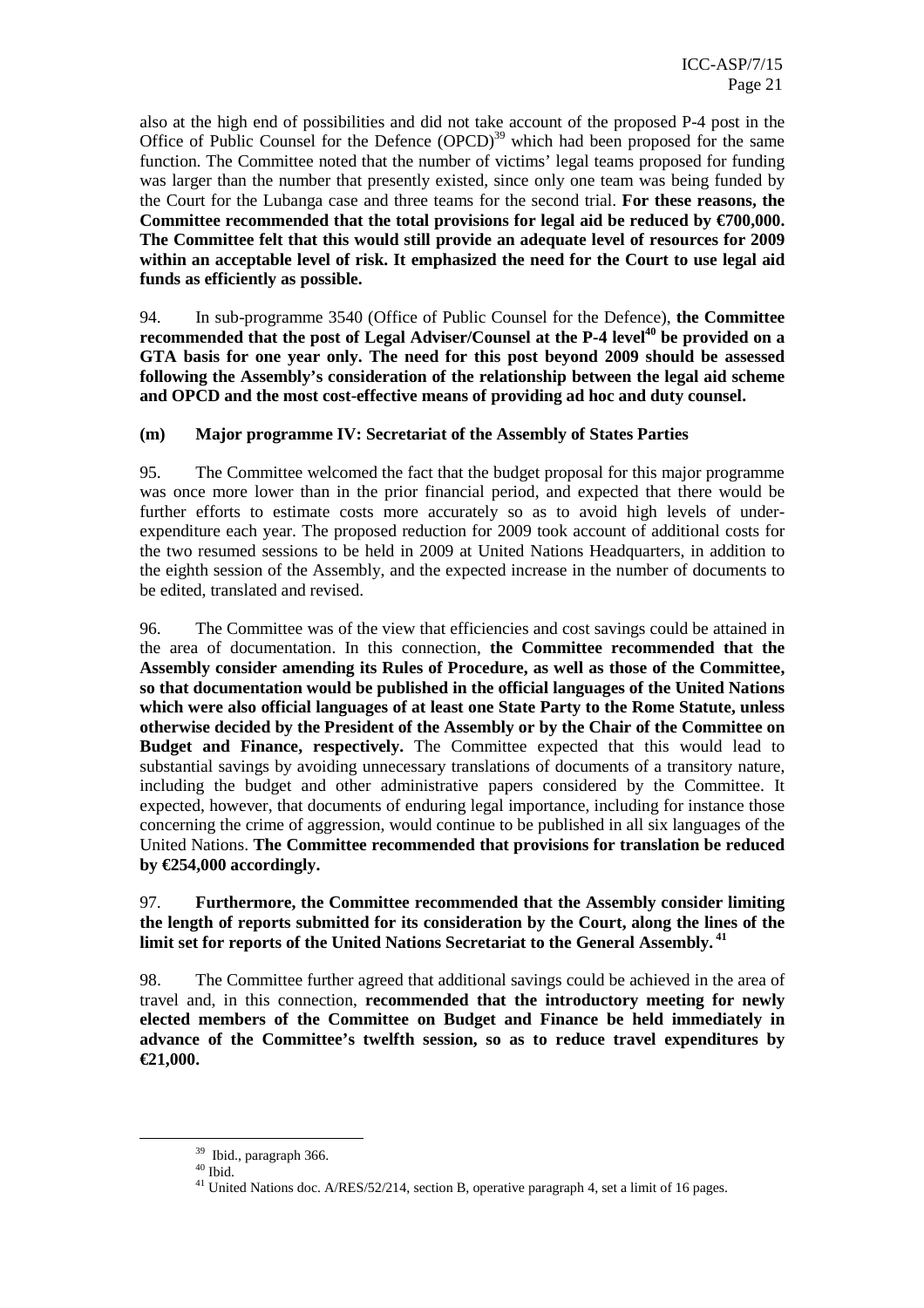also at the high end of possibilities and did not take account of the proposed P-4 post in the Office of Public Counsel for the Defence (OPCD)[39] which had been proposed for the same function. The Committee noted that the number of victims' legal teams proposed for funding was larger than the number that presently existed, since only one team was being funded by the Court for the Lubanga case and three teams for the second trial. **For these reasons, the Committee recommended that the total provisions for legal aid be reduced by €700,000. The Committee felt that this would still provide an adequate level of resources for 2009 within an acceptable level of risk. It emphasized the need for the Court to use legal aid funds as efficiently as possible.**

94. In sub-programme 3540 (Office of Public Counsel for the Defence), **the Committee recommended that the post of Legal Adviser/Counsel at the P-4 level[40] be provided on a GTA basis for one year only. The need for this post beyond 2009 should be assessed following the Assembly's consideration of the relationship between the legal aid scheme and OPCD and the most cost-effective means of providing ad hoc and duty counsel.**

#### (m) Major programme IV: Secretariat of the Assembly of States Parties

95. The Committee welcomed the fact that the budget proposal for this major programme was once more lower than in the prior financial period, and expected that there would be further efforts to estimate costs more accurately so as to avoid high levels of under-expenditure each year. The proposed reduction for 2009 took account of additional costs for the two resumed sessions to be held in 2009 at United Nations Headquarters, in addition to the eighth session of the Assembly, and the expected increase in the number of documents to be edited, translated and revised.

96. The Committee was of the view that efficiencies and cost savings could be attained in the area of documentation. In this connection, **the Committee recommended that the Assembly consider amending its Rules of Procedure, as well as those of the Committee, so that documentation would be published in the official languages of the United Nations which were also official languages of at least one State Party to the Rome Statute, unless otherwise decided by the President of the Assembly or by the Chair of the Committee on Budget and Finance, respectively.** The Committee expected that this would lead to substantial savings by avoiding unnecessary translations of documents of a transitory nature, including the budget and other administrative papers considered by the Committee. It expected, however, that documents of enduring legal importance, including for instance those concerning the crime of aggression, would continue to be published in all six languages of the United Nations. **The Committee recommended that provisions for translation be reduced by €254,000 accordingly.**

97. **Furthermore, the Committee recommended that the Assembly consider limiting the length of reports submitted for its consideration by the Court, along the lines of the limit set for reports of the United Nations Secretariat to the General Assembly.**[41]

98. The Committee further agreed that additional savings could be achieved in the area of travel and, in this connection, **recommended that the introductory meeting for newly elected members of the Committee on Budget and Finance be held immediately in advance of the Committee's twelfth session, so as to reduce travel expenditures by €21,000.**

---

[39] Ibid., paragraph 366.

[40] Ibid.

[41] United Nations doc. A/RES/52/214, section B, operative paragraph 4, set a limit of 16 pages.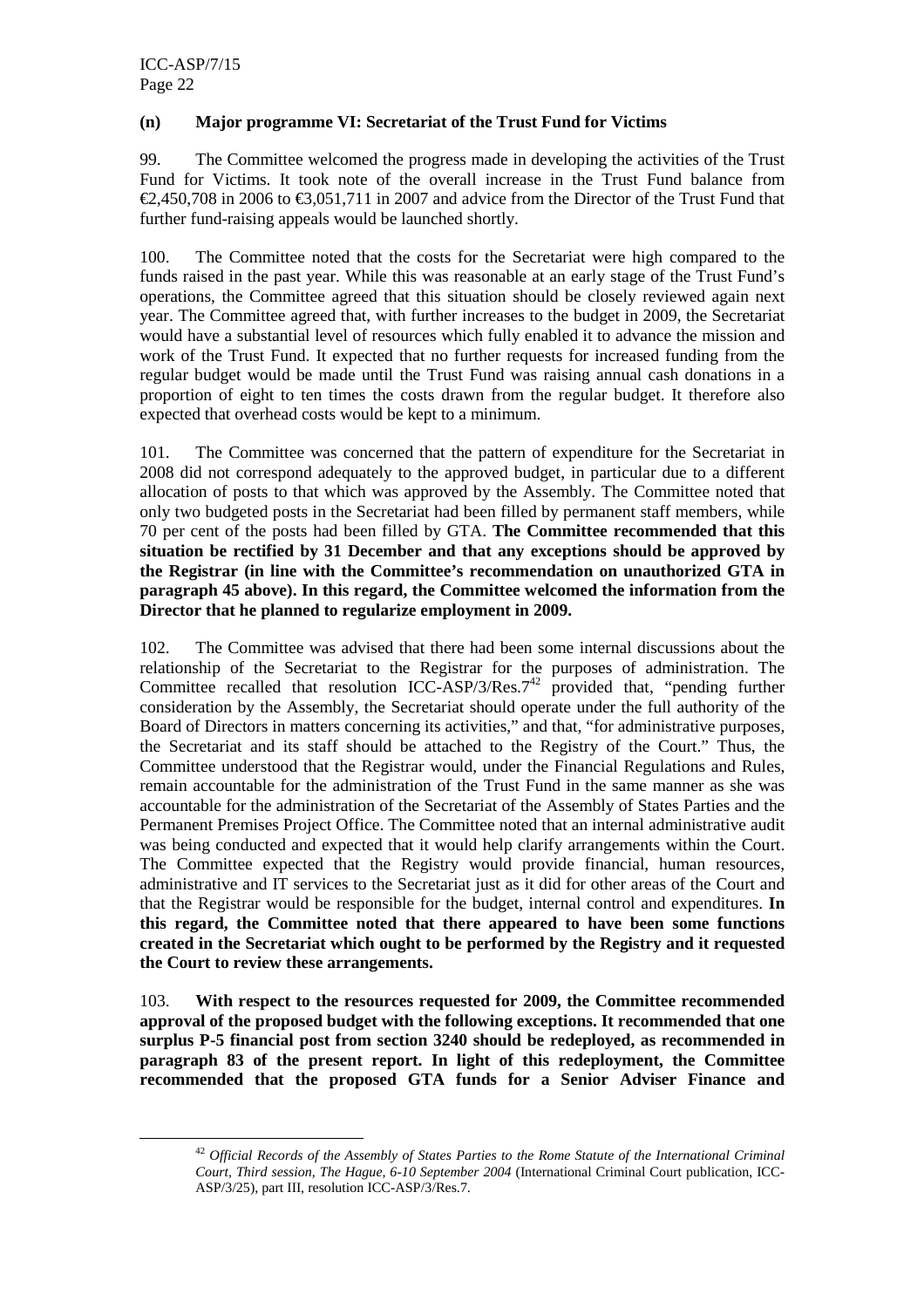### (n) Major programme VI: Secretariat of the Trust Fund for Victims

99. The Committee welcomed the progress made in developing the activities of the Trust Fund for Victims. It took note of the overall increase in the Trust Fund balance from €2,450,708 in 2006 to €3,051,711 in 2007 and advice from the Director of the Trust Fund that further fund-raising appeals would be launched shortly.

100. The Committee noted that the costs for the Secretariat were high compared to the funds raised in the past year. While this was reasonable at an early stage of the Trust Fund's operations, the Committee agreed that this situation should be closely reviewed again next year. The Committee agreed that, with further increases to the budget in 2009, the Secretariat would have a substantial level of resources which fully enabled it to advance the mission and work of the Trust Fund. It expected that no further requests for increased funding from the regular budget would be made until the Trust Fund was raising annual cash donations in a proportion of eight to ten times the costs drawn from the regular budget. It therefore also expected that overhead costs would be kept to a minimum.

101. The Committee was concerned that the pattern of expenditure for the Secretariat in 2008 did not correspond adequately to the approved budget, in particular due to a different allocation of posts to that which was approved by the Assembly. The Committee noted that only two budgeted posts in the Secretariat had been filled by permanent staff members, while 70 per cent of the posts had been filled by GTA. **The Committee recommended that this situation be rectified by 31 December and that any exceptions should be approved by the Registrar (in line with the Committee's recommendation on unauthorized GTA in paragraph 45 above). In this regard, the Committee welcomed the information from the Director that he planned to regularize employment in 2009.**

102. The Committee was advised that there had been some internal discussions about the relationship of the Secretariat to the Registrar for the purposes of administration. The Committee recalled that resolution ICC-ASP/3/Res.7[42] provided that, "pending further consideration by the Assembly, the Secretariat should operate under the full authority of the Board of Directors in matters concerning its activities," and that, "for administrative purposes, the Secretariat and its staff should be attached to the Registry of the Court." Thus, the Committee understood that the Registrar would, under the Financial Regulations and Rules, remain accountable for the administration of the Trust Fund in the same manner as she was accountable for the administration of the Secretariat of the Assembly of States Parties and the Permanent Premises Project Office. The Committee noted that an internal administrative audit was being conducted and expected that it would help clarify arrangements within the Court. The Committee expected that the Registry would provide financial, human resources, administrative and IT services to the Secretariat just as it did for other areas of the Court and that the Registrar would be responsible for the budget, internal control and expenditures. **In this regard, the Committee noted that there appeared to have been some functions created in the Secretariat which ought to be performed by the Registry and it requested the Court to review these arrangements.**

103. **With respect to the resources requested for 2009, the Committee recommended approval of the proposed budget with the following exceptions. It recommended that one surplus P-5 financial post from section 3240 should be redeployed, as recommended in paragraph 83 of the present report. In light of this redeployment, the Committee recommended that the proposed GTA funds for a Senior Adviser Finance and**

[42] *Official Records of the Assembly of States Parties to the Rome Statute of the International Criminal Court, Third session, The Hague, 6-10 September 2004* (International Criminal Court publication, ICC-ASP/3/25), part III, resolution ICC-ASP/3/Res.7.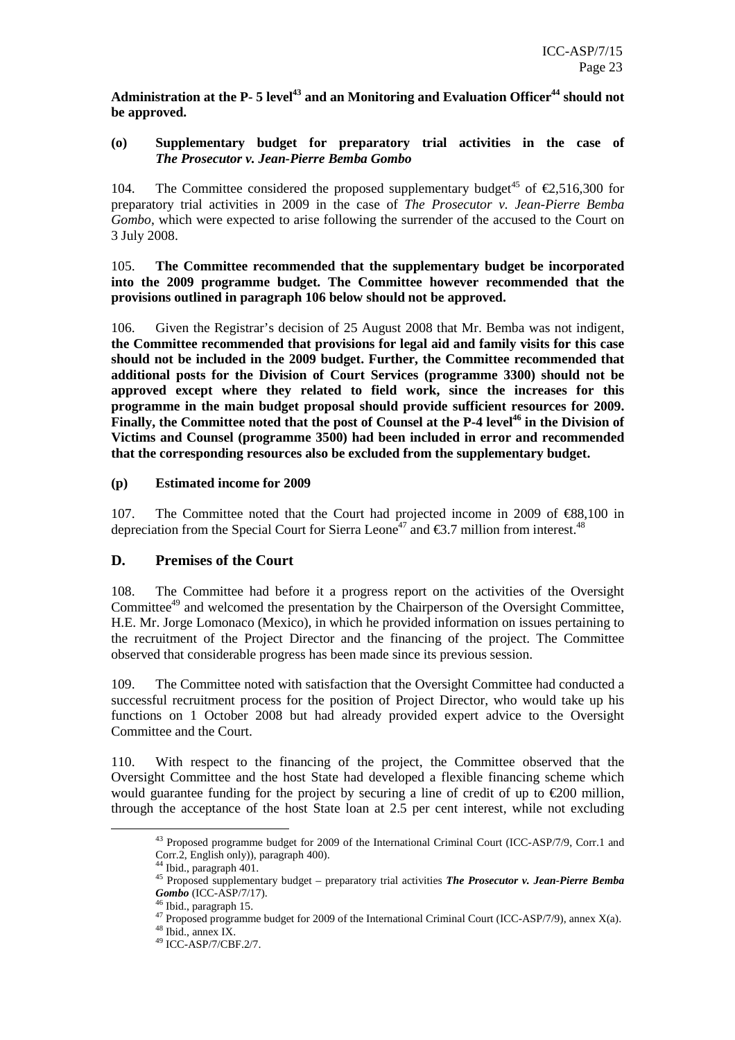**Administration at the P- 5 level[43] and an Monitoring and Evaluation Officer[44] should not be approved.**

**(o) Supplementary budget for preparatory trial activities in the case of *The Prosecutor v. Jean-Pierre Bemba Gombo***

104. The Committee considered the proposed supplementary budget[45] of €2,516,300 for preparatory trial activities in 2009 in the case of *The Prosecutor v. Jean-Pierre Bemba Gombo*, which were expected to arise following the surrender of the accused to the Court on 3 July 2008.

105. **The Committee recommended that the supplementary budget be incorporated into the 2009 programme budget. The Committee however recommended that the provisions outlined in paragraph 106 below should not be approved.**

106. Given the Registrar's decision of 25 August 2008 that Mr. Bemba was not indigent, **the Committee recommended that provisions for legal aid and family visits for this case should not be included in the 2009 budget. Further, the Committee recommended that additional posts for the Division of Court Services (programme 3300) should not be approved except where they related to field work, since the increases for this programme in the main budget proposal should provide sufficient resources for 2009. Finally, the Committee noted that the post of Counsel at the P-4 level[46] in the Division of Victims and Counsel (programme 3500) had been included in error and recommended that the corresponding resources also be excluded from the supplementary budget.**

**(p) Estimated income for 2009**

107. The Committee noted that the Court had projected income in 2009 of €88,100 in depreciation from the Special Court for Sierra Leone[47] and €3.7 million from interest.[48]

## D. Premises of the Court

108. The Committee had before it a progress report on the activities of the Oversight Committee[49] and welcomed the presentation by the Chairperson of the Oversight Committee, H.E. Mr. Jorge Lomonaco (Mexico), in which he provided information on issues pertaining to the recruitment of the Project Director and the financing of the project. The Committee observed that considerable progress has been made since its previous session.

109. The Committee noted with satisfaction that the Oversight Committee had conducted a successful recruitment process for the position of Project Director, who would take up his functions on 1 October 2008 but had already provided expert advice to the Oversight Committee and the Court.

110. With respect to the financing of the project, the Committee observed that the Oversight Committee and the host State had developed a flexible financing scheme which would guarantee funding for the project by securing a line of credit of up to €200 million, through the acceptance of the host State loan at 2.5 per cent interest, while not excluding

---

[43] Proposed programme budget for 2009 of the International Criminal Court (ICC-ASP/7/9, Corr.1 and Corr.2, English only)), paragraph 400).

[44] Ibid., paragraph 401.

[45] Proposed supplementary budget – preparatory trial activities ***The Prosecutor v. Jean-Pierre Bemba Gombo*** (ICC-ASP/7/17).

[46] Ibid., paragraph 15.

[47] Proposed programme budget for 2009 of the International Criminal Court (ICC-ASP/7/9), annex X(a).

[48] Ibid., annex IX.

[49] ICC-ASP/7/CBF.2/7.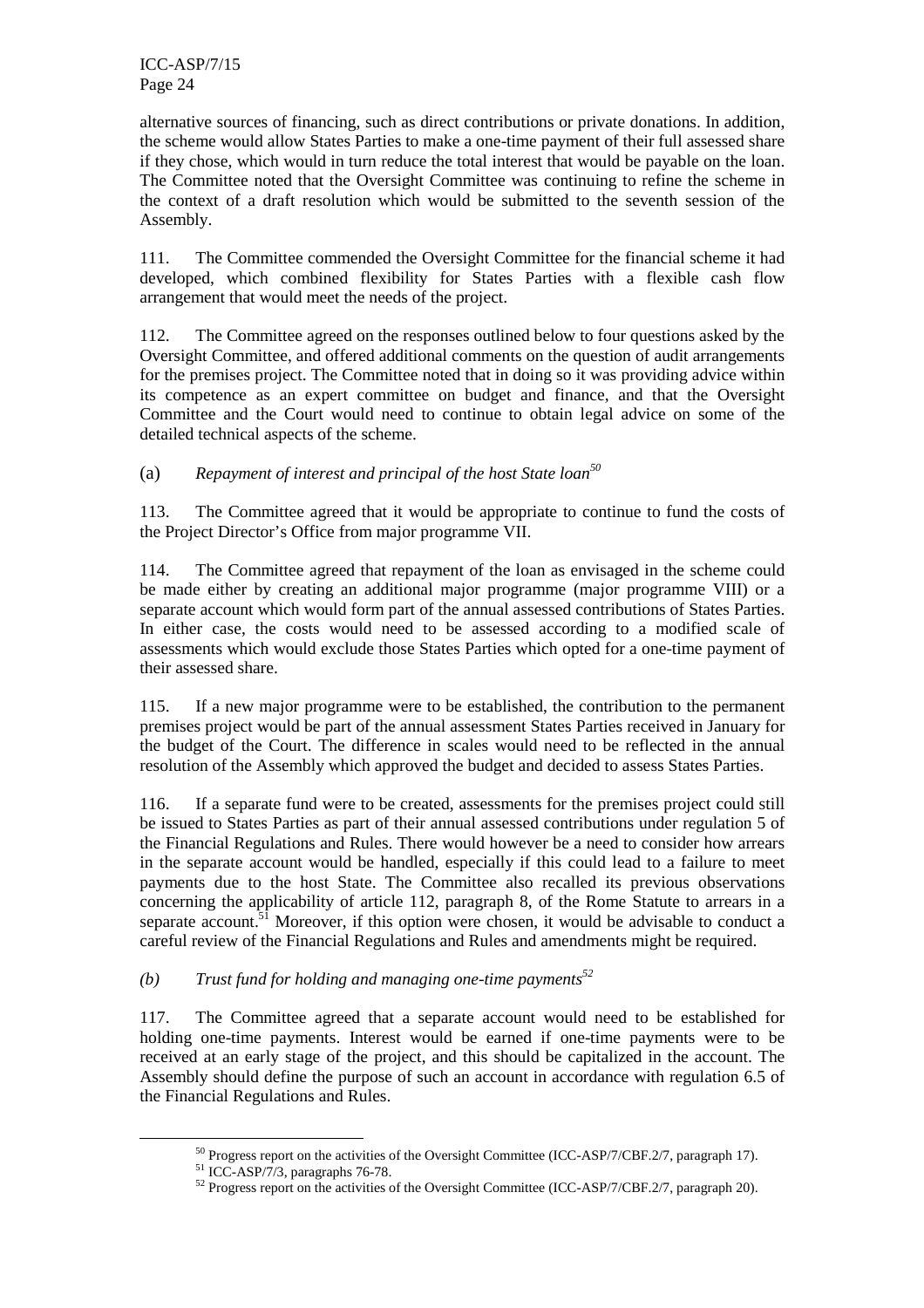alternative sources of financing, such as direct contributions or private donations. In addition, the scheme would allow States Parties to make a one-time payment of their full assessed share if they chose, which would in turn reduce the total interest that would be payable on the loan. The Committee noted that the Oversight Committee was continuing to refine the scheme in the context of a draft resolution which would be submitted to the seventh session of the Assembly.

111. The Committee commended the Oversight Committee for the financial scheme it had developed, which combined flexibility for States Parties with a flexible cash flow arrangement that would meet the needs of the project.

112. The Committee agreed on the responses outlined below to four questions asked by the Oversight Committee, and offered additional comments on the question of audit arrangements for the premises project. The Committee noted that in doing so it was providing advice within its competence as an expert committee on budget and finance, and that the Oversight Committee and the Court would need to continue to obtain legal advice on some of the detailed technical aspects of the scheme.

(a) *Repayment of interest and principal of the host State loan*[50]

113. The Committee agreed that it would be appropriate to continue to fund the costs of the Project Director's Office from major programme VII.

114. The Committee agreed that repayment of the loan as envisaged in the scheme could be made either by creating an additional major programme (major programme VIII) or a separate account which would form part of the annual assessed contributions of States Parties. In either case, the costs would need to be assessed according to a modified scale of assessments which would exclude those States Parties which opted for a one-time payment of their assessed share.

115. If a new major programme were to be established, the contribution to the permanent premises project would be part of the annual assessment States Parties received in January for the budget of the Court. The difference in scales would need to be reflected in the annual resolution of the Assembly which approved the budget and decided to assess States Parties.

116. If a separate fund were to be created, assessments for the premises project could still be issued to States Parties as part of their annual assessed contributions under regulation 5 of the Financial Regulations and Rules. There would however be a need to consider how arrears in the separate account would be handled, especially if this could lead to a failure to meet payments due to the host State. The Committee also recalled its previous observations concerning the applicability of article 112, paragraph 8, of the Rome Statute to arrears in a separate account.[51] Moreover, if this option were chosen, it would be advisable to conduct a careful review of the Financial Regulations and Rules and amendments might be required.

*(b) Trust fund for holding and managing one-time payments*[52]

117. The Committee agreed that a separate account would need to be established for holding one-time payments. Interest would be earned if one-time payments were to be received at an early stage of the project, and this should be capitalized in the account. The Assembly should define the purpose of such an account in accordance with regulation 6.5 of the Financial Regulations and Rules.

---

[50] Progress report on the activities of the Oversight Committee (ICC-ASP/7/CBF.2/7, paragraph 17).

[51] ICC-ASP/7/3, paragraphs 76-78.

[52] Progress report on the activities of the Oversight Committee (ICC-ASP/7/CBF.2/7, paragraph 20).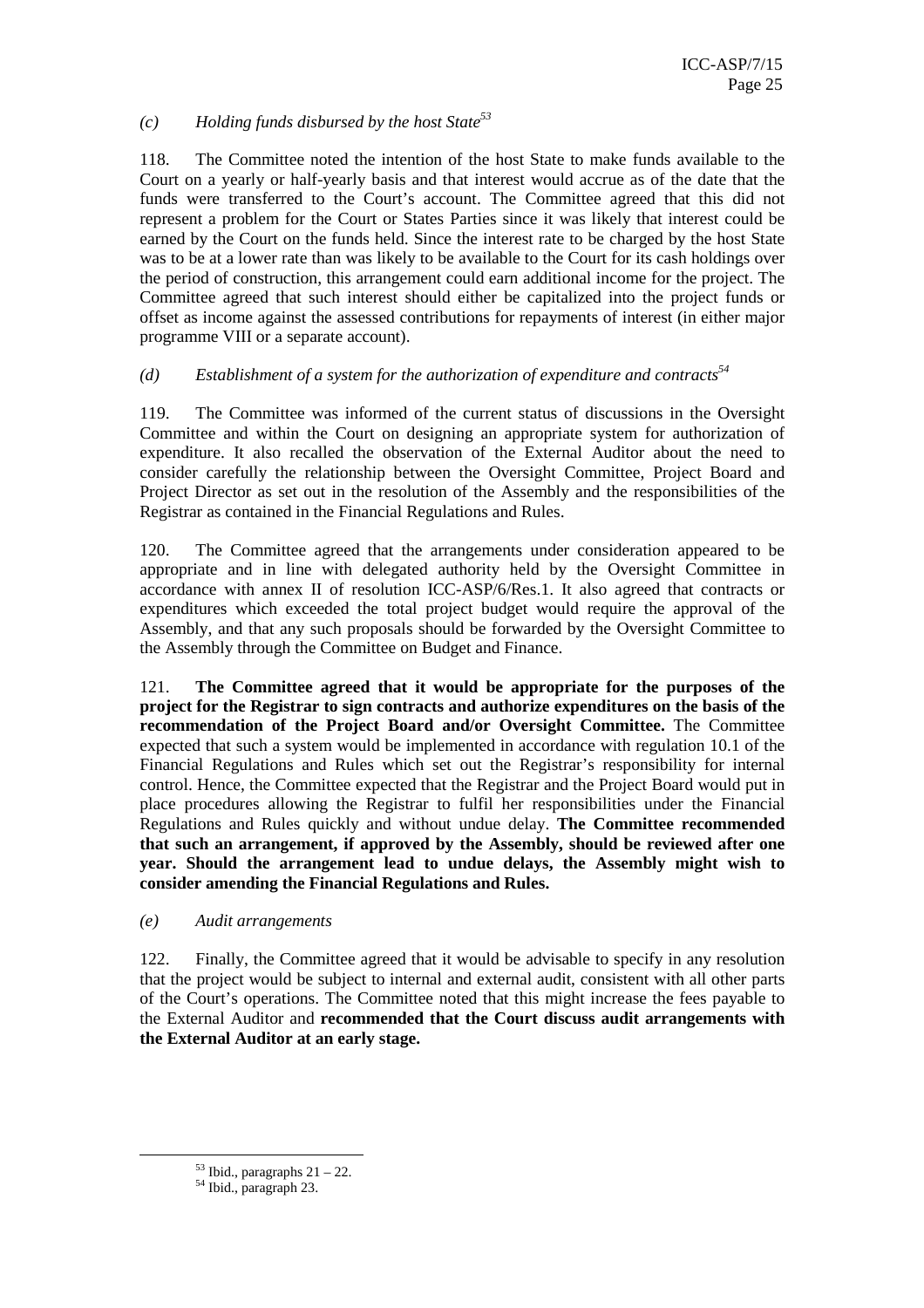*(c) Holding funds disbursed by the host State*[53]

118. The Committee noted the intention of the host State to make funds available to the Court on a yearly or half-yearly basis and that interest would accrue as of the date that the funds were transferred to the Court's account. The Committee agreed that this did not represent a problem for the Court or States Parties since it was likely that interest could be earned by the Court on the funds held. Since the interest rate to be charged by the host State was to be at a lower rate than was likely to be available to the Court for its cash holdings over the period of construction, this arrangement could earn additional income for the project. The Committee agreed that such interest should either be capitalized into the project funds or offset as income against the assessed contributions for repayments of interest (in either major programme VIII or a separate account).

*(d) Establishment of a system for the authorization of expenditure and contracts*[54]

119. The Committee was informed of the current status of discussions in the Oversight Committee and within the Court on designing an appropriate system for authorization of expenditure. It also recalled the observation of the External Auditor about the need to consider carefully the relationship between the Oversight Committee, Project Board and Project Director as set out in the resolution of the Assembly and the responsibilities of the Registrar as contained in the Financial Regulations and Rules.

120. The Committee agreed that the arrangements under consideration appeared to be appropriate and in line with delegated authority held by the Oversight Committee in accordance with annex II of resolution ICC-ASP/6/Res.1. It also agreed that contracts or expenditures which exceeded the total project budget would require the approval of the Assembly, and that any such proposals should be forwarded by the Oversight Committee to the Assembly through the Committee on Budget and Finance.

121. **The Committee agreed that it would be appropriate for the purposes of the project for the Registrar to sign contracts and authorize expenditures on the basis of the recommendation of the Project Board and/or Oversight Committee.** The Committee expected that such a system would be implemented in accordance with regulation 10.1 of the Financial Regulations and Rules which set out the Registrar's responsibility for internal control. Hence, the Committee expected that the Registrar and the Project Board would put in place procedures allowing the Registrar to fulfil her responsibilities under the Financial Regulations and Rules quickly and without undue delay. **The Committee recommended that such an arrangement, if approved by the Assembly, should be reviewed after one year. Should the arrangement lead to undue delays, the Assembly might wish to consider amending the Financial Regulations and Rules.**

*(e) Audit arrangements*

122. Finally, the Committee agreed that it would be advisable to specify in any resolution that the project would be subject to internal and external audit, consistent with all other parts of the Court's operations. The Committee noted that this might increase the fees payable to the External Auditor and **recommended that the Court discuss audit arrangements with the External Auditor at an early stage.**

---

[53] Ibid., paragraphs 21 – 22.

[54] Ibid., paragraph 23.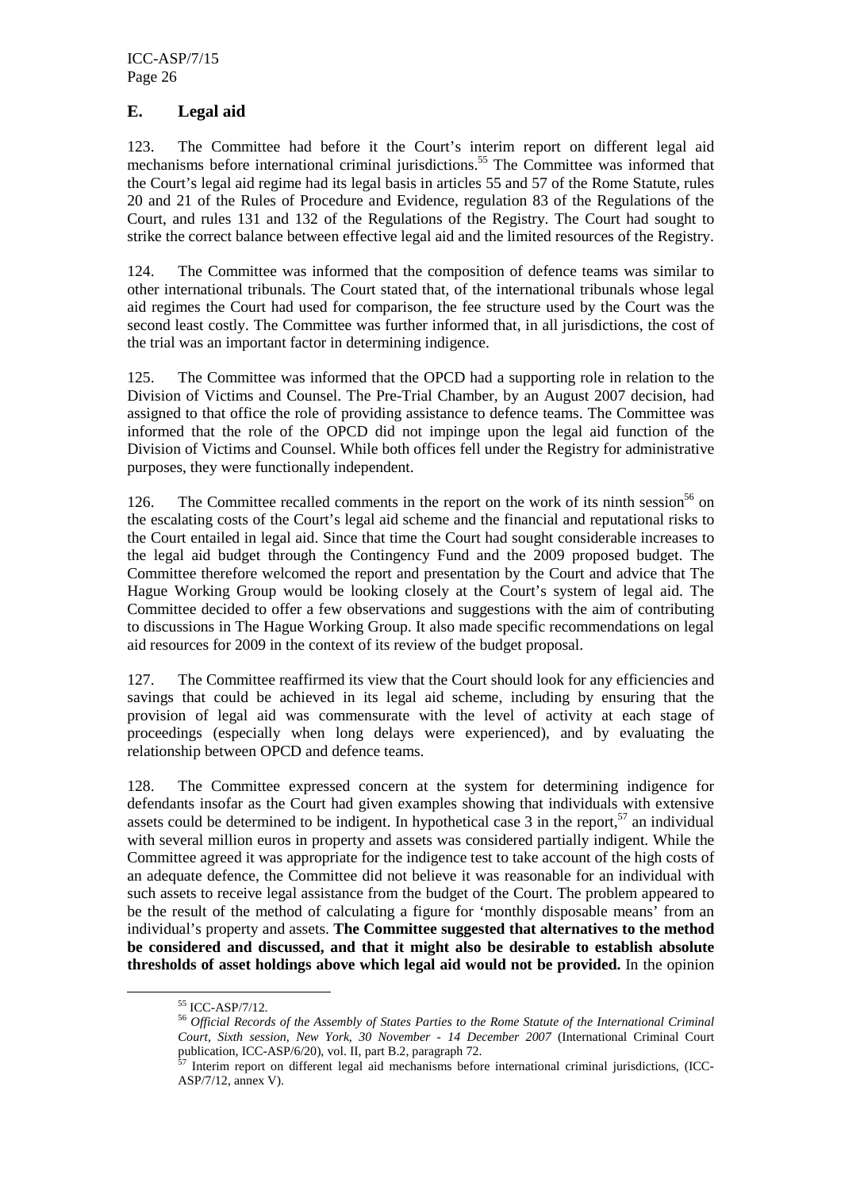## E. Legal aid

123. The Committee had before it the Court's interim report on different legal aid mechanisms before international criminal jurisdictions.[55] The Committee was informed that the Court's legal aid regime had its legal basis in articles 55 and 57 of the Rome Statute, rules 20 and 21 of the Rules of Procedure and Evidence, regulation 83 of the Regulations of the Court, and rules 131 and 132 of the Regulations of the Registry. The Court had sought to strike the correct balance between effective legal aid and the limited resources of the Registry.

124. The Committee was informed that the composition of defence teams was similar to other international tribunals. The Court stated that, of the international tribunals whose legal aid regimes the Court had used for comparison, the fee structure used by the Court was the second least costly. The Committee was further informed that, in all jurisdictions, the cost of the trial was an important factor in determining indigence.

125. The Committee was informed that the OPCD had a supporting role in relation to the Division of Victims and Counsel. The Pre-Trial Chamber, by an August 2007 decision, had assigned to that office the role of providing assistance to defence teams. The Committee was informed that the role of the OPCD did not impinge upon the legal aid function of the Division of Victims and Counsel. While both offices fell under the Registry for administrative purposes, they were functionally independent.

126. The Committee recalled comments in the report on the work of its ninth session[56] on the escalating costs of the Court's legal aid scheme and the financial and reputational risks to the Court entailed in legal aid. Since that time the Court had sought considerable increases to the legal aid budget through the Contingency Fund and the 2009 proposed budget. The Committee therefore welcomed the report and presentation by the Court and advice that The Hague Working Group would be looking closely at the Court's system of legal aid. The Committee decided to offer a few observations and suggestions with the aim of contributing to discussions in The Hague Working Group. It also made specific recommendations on legal aid resources for 2009 in the context of its review of the budget proposal.

127. The Committee reaffirmed its view that the Court should look for any efficiencies and savings that could be achieved in its legal aid scheme, including by ensuring that the provision of legal aid was commensurate with the level of activity at each stage of proceedings (especially when long delays were experienced), and by evaluating the relationship between OPCD and defence teams.

128. The Committee expressed concern at the system for determining indigence for defendants insofar as the Court had given examples showing that individuals with extensive assets could be determined to be indigent. In hypothetical case 3 in the report,[57] an individual with several million euros in property and assets was considered partially indigent. While the Committee agreed it was appropriate for the indigence test to take account of the high costs of an adequate defence, the Committee did not believe it was reasonable for an individual with such assets to receive legal assistance from the budget of the Court. The problem appeared to be the result of the method of calculating a figure for 'monthly disposable means' from an individual's property and assets. **The Committee suggested that alternatives to the method be considered and discussed, and that it might also be desirable to establish absolute thresholds of asset holdings above which legal aid would not be provided.** In the opinion

---

[55] ICC-ASP/7/12.

[56] *Official Records of the Assembly of States Parties to the Rome Statute of the International Criminal Court, Sixth session, New York, 30 November - 14 December 2007* (International Criminal Court publication, ICC-ASP/6/20), vol. II, part B.2, paragraph 72.

[57] Interim report on different legal aid mechanisms before international criminal jurisdictions, (ICC-ASP/7/12, annex V).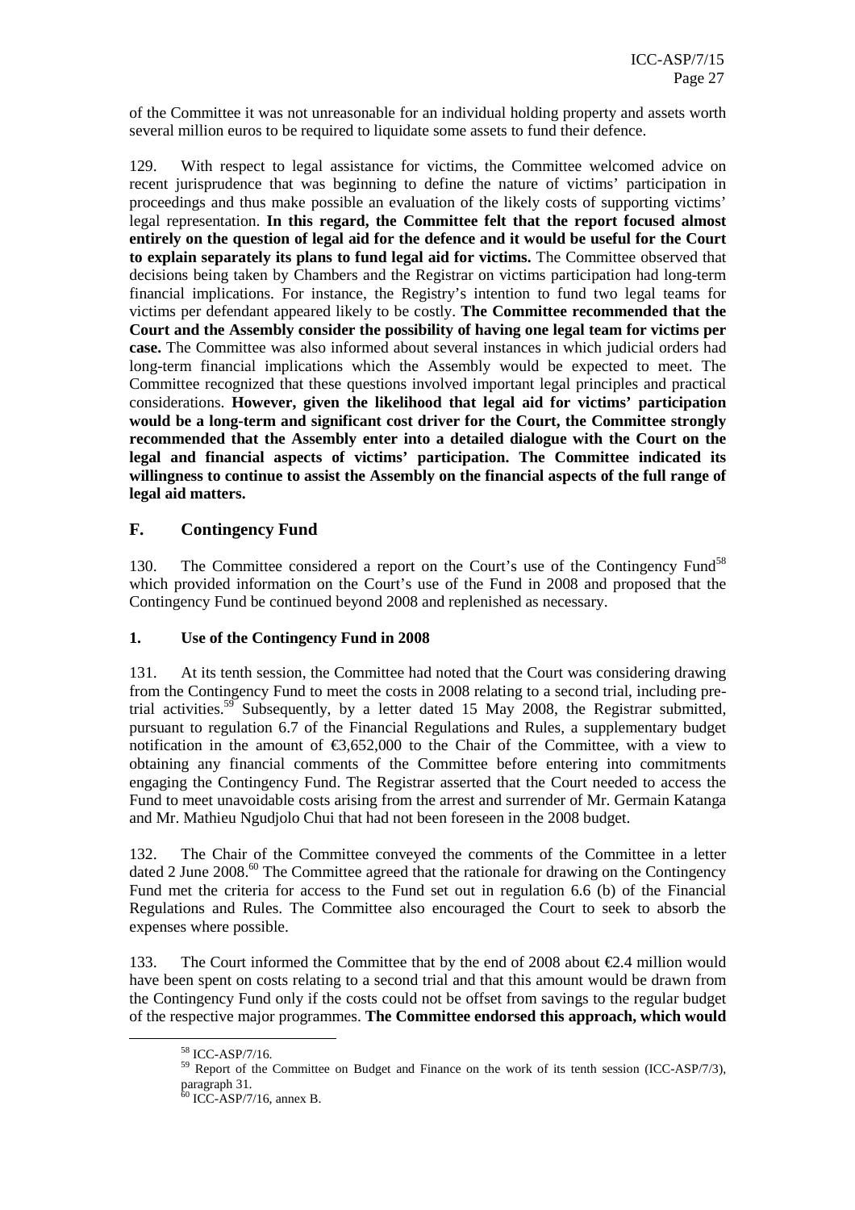of the Committee it was not unreasonable for an individual holding property and assets worth several million euros to be required to liquidate some assets to fund their defence.

129. With respect to legal assistance for victims, the Committee welcomed advice on recent jurisprudence that was beginning to define the nature of victims' participation in proceedings and thus make possible an evaluation of the likely costs of supporting victims' legal representation. **In this regard, the Committee felt that the report focused almost entirely on the question of legal aid for the defence and it would be useful for the Court to explain separately its plans to fund legal aid for victims.** The Committee observed that decisions being taken by Chambers and the Registrar on victims participation had long-term financial implications. For instance, the Registry's intention to fund two legal teams for victims per defendant appeared likely to be costly. **The Committee recommended that the Court and the Assembly consider the possibility of having one legal team for victims per case.** The Committee was also informed about several instances in which judicial orders had long-term financial implications which the Assembly would be expected to meet. The Committee recognized that these questions involved important legal principles and practical considerations. **However, given the likelihood that legal aid for victims' participation would be a long-term and significant cost driver for the Court, the Committee strongly recommended that the Assembly enter into a detailed dialogue with the Court on the legal and financial aspects of victims' participation. The Committee indicated its willingness to continue to assist the Assembly on the financial aspects of the full range of legal aid matters.**

## F. Contingency Fund

130. The Committee considered a report on the Court's use of the Contingency Fund[58] which provided information on the Court's use of the Fund in 2008 and proposed that the Contingency Fund be continued beyond 2008 and replenished as necessary.

### 1. Use of the Contingency Fund in 2008

131. At its tenth session, the Committee had noted that the Court was considering drawing from the Contingency Fund to meet the costs in 2008 relating to a second trial, including pre-trial activities.[59] Subsequently, by a letter dated 15 May 2008, the Registrar submitted, pursuant to regulation 6.7 of the Financial Regulations and Rules, a supplementary budget notification in the amount of €3,652,000 to the Chair of the Committee, with a view to obtaining any financial comments of the Committee before entering into commitments engaging the Contingency Fund. The Registrar asserted that the Court needed to access the Fund to meet unavoidable costs arising from the arrest and surrender of Mr. Germain Katanga and Mr. Mathieu Ngudjolo Chui that had not been foreseen in the 2008 budget.

132. The Chair of the Committee conveyed the comments of the Committee in a letter dated 2 June 2008.[60] The Committee agreed that the rationale for drawing on the Contingency Fund met the criteria for access to the Fund set out in regulation 6.6 (b) of the Financial Regulations and Rules. The Committee also encouraged the Court to seek to absorb the expenses where possible.

133. The Court informed the Committee that by the end of 2008 about €2.4 million would have been spent on costs relating to a second trial and that this amount would be drawn from the Contingency Fund only if the costs could not be offset from savings to the regular budget of the respective major programmes. **The Committee endorsed this approach, which would**

---

[58] ICC-ASP/7/16.

[59] Report of the Committee on Budget and Finance on the work of its tenth session (ICC-ASP/7/3), paragraph 31.

[60] ICC-ASP/7/16, annex B.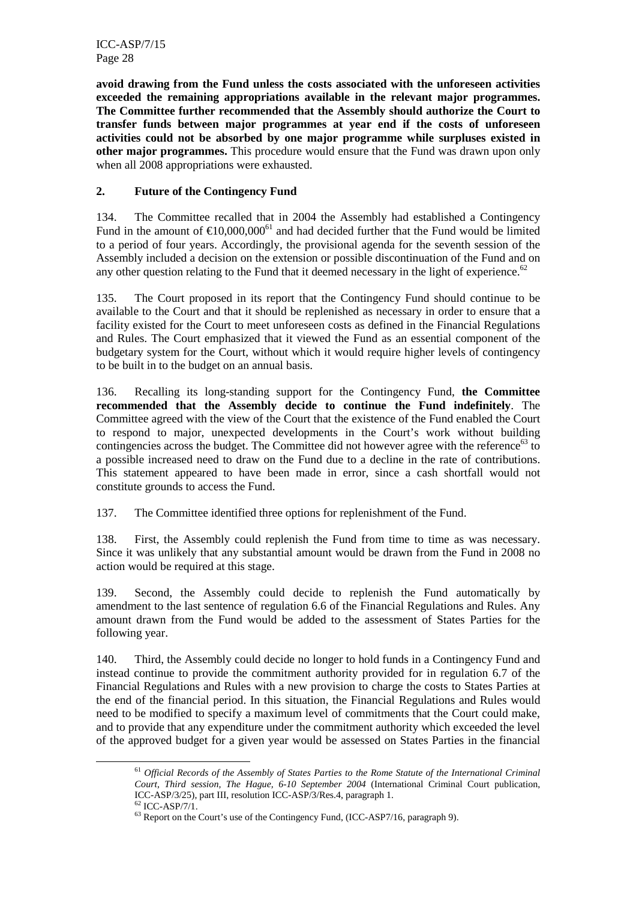**avoid drawing from the Fund unless the costs associated with the unforeseen activities exceeded the remaining appropriations available in the relevant major programmes. The Committee further recommended that the Assembly should authorize the Court to transfer funds between major programmes at year end if the costs of unforeseen activities could not be absorbed by one major programme while surpluses existed in other major programmes.** This procedure would ensure that the Fund was drawn upon only when all 2008 appropriations were exhausted.

## 2. Future of the Contingency Fund

134. The Committee recalled that in 2004 the Assembly had established a Contingency Fund in the amount of €10,000,000[61] and had decided further that the Fund would be limited to a period of four years. Accordingly, the provisional agenda for the seventh session of the Assembly included a decision on the extension or possible discontinuation of the Fund and on any other question relating to the Fund that it deemed necessary in the light of experience.[62]

135. The Court proposed in its report that the Contingency Fund should continue to be available to the Court and that it should be replenished as necessary in order to ensure that a facility existed for the Court to meet unforeseen costs as defined in the Financial Regulations and Rules. The Court emphasized that it viewed the Fund as an essential component of the budgetary system for the Court, without which it would require higher levels of contingency to be built in to the budget on an annual basis.

136. Recalling its long-standing support for the Contingency Fund, **the Committee recommended that the Assembly decide to continue the Fund indefinitely**. The Committee agreed with the view of the Court that the existence of the Fund enabled the Court to respond to major, unexpected developments in the Court's work without building contingencies across the budget. The Committee did not however agree with the reference[63] to a possible increased need to draw on the Fund due to a decline in the rate of contributions. This statement appeared to have been made in error, since a cash shortfall would not constitute grounds to access the Fund.

137. The Committee identified three options for replenishment of the Fund.

138. First, the Assembly could replenish the Fund from time to time as was necessary. Since it was unlikely that any substantial amount would be drawn from the Fund in 2008 no action would be required at this stage.

139. Second, the Assembly could decide to replenish the Fund automatically by amendment to the last sentence of regulation 6.6 of the Financial Regulations and Rules. Any amount drawn from the Fund would be added to the assessment of States Parties for the following year.

140. Third, the Assembly could decide no longer to hold funds in a Contingency Fund and instead continue to provide the commitment authority provided for in regulation 6.7 of the Financial Regulations and Rules with a new provision to charge the costs to States Parties at the end of the financial period. In this situation, the Financial Regulations and Rules would need to be modified to specify a maximum level of commitments that the Court could make, and to provide that any expenditure under the commitment authority which exceeded the level of the approved budget for a given year would be assessed on States Parties in the financial

---

[61] *Official Records of the Assembly of States Parties to the Rome Statute of the International Criminal Court, Third session, The Hague, 6-10 September 2004* (International Criminal Court publication, ICC-ASP/3/25), part III, resolution ICC-ASP/3/Res.4, paragraph 1.

[62] ICC-ASP/7/1.

[63] Report on the Court's use of the Contingency Fund, (ICC-ASP7/16, paragraph 9).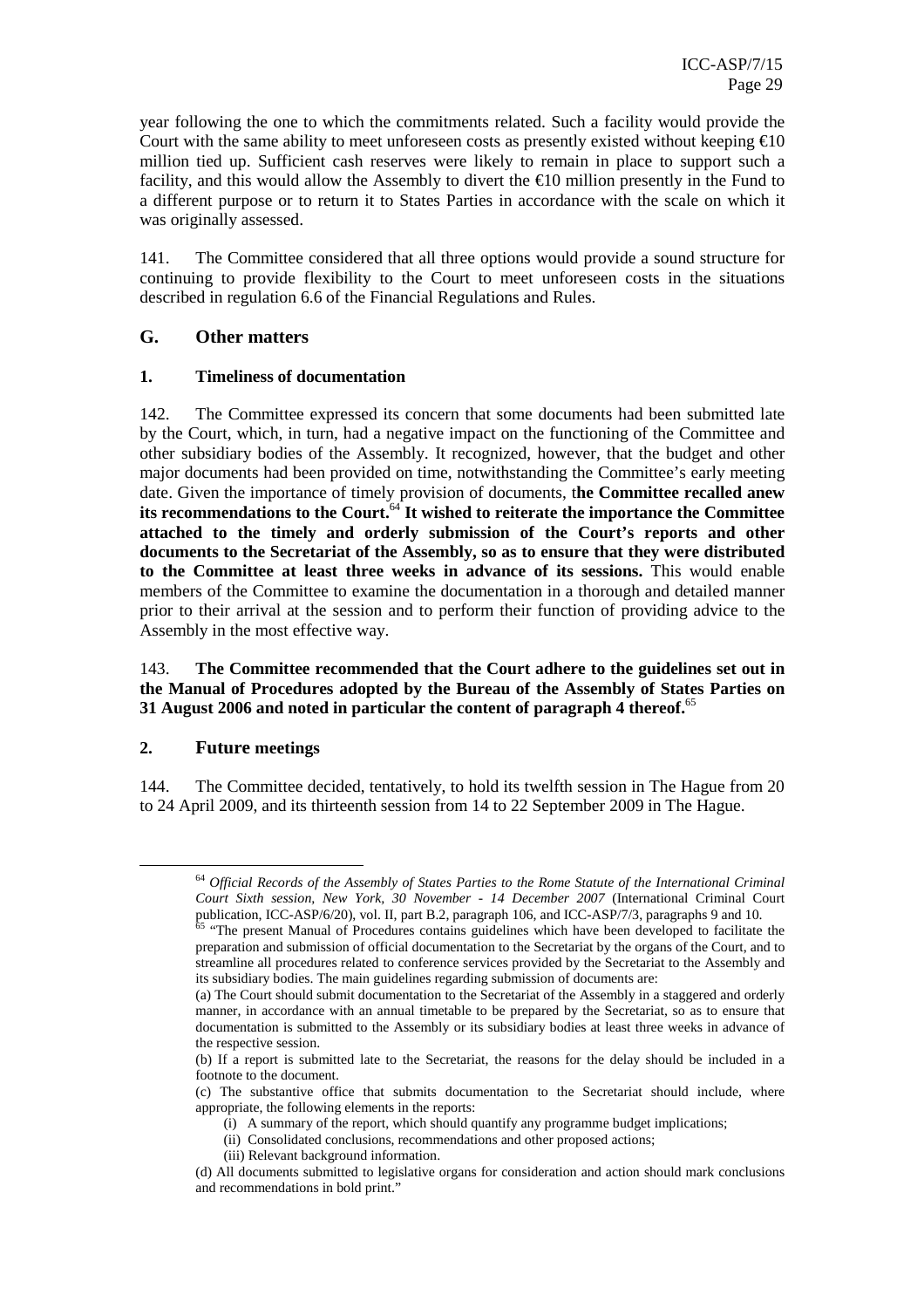year following the one to which the commitments related. Such a facility would provide the Court with the same ability to meet unforeseen costs as presently existed without keeping €10 million tied up. Sufficient cash reserves were likely to remain in place to support such a facility, and this would allow the Assembly to divert the €10 million presently in the Fund to a different purpose or to return it to States Parties in accordance with the scale on which it was originally assessed.

141. The Committee considered that all three options would provide a sound structure for continuing to provide flexibility to the Court to meet unforeseen costs in the situations described in regulation 6.6 of the Financial Regulations and Rules.

## G. Other matters

### 1. Timeliness of documentation

142. The Committee expressed its concern that some documents had been submitted late by the Court, which, in turn, had a negative impact on the functioning of the Committee and other subsidiary bodies of the Assembly. It recognized, however, that the budget and other major documents had been provided on time, notwithstanding the Committee's early meeting date. Given the importance of timely provision of documents, t**he Committee recalled anew its recommendations to the Court.**[64] **It wished to reiterate the importance the Committee attached to the timely and orderly submission of the Court's reports and other documents to the Secretariat of the Assembly, so as to ensure that they were distributed to the Committee at least three weeks in advance of its sessions.** This would enable members of the Committee to examine the documentation in a thorough and detailed manner prior to their arrival at the session and to perform their function of providing advice to the Assembly in the most effective way.

143. **The Committee recommended that the Court adhere to the guidelines set out in the Manual of Procedures adopted by the Bureau of the Assembly of States Parties on 31 August 2006 and noted in particular the content of paragraph 4 thereof.**[65]

### 2. Future meetings

144. The Committee decided, tentatively, to hold its twelfth session in The Hague from 20 to 24 April 2009, and its thirteenth session from 14 to 22 September 2009 in The Hague.

---

[64] *Official Records of the Assembly of States Parties to the Rome Statute of the International Criminal Court Sixth session, New York, 30 November - 14 December 2007* (International Criminal Court publication, ICC-ASP/6/20), vol. II, part B.2, paragraph 106, and ICC-ASP/7/3, paragraphs 9 and 10.

[65] "The present Manual of Procedures contains guidelines which have been developed to facilitate the preparation and submission of official documentation to the Secretariat by the organs of the Court, and to streamline all procedures related to conference services provided by the Secretariat to the Assembly and its subsidiary bodies. The main guidelines regarding submission of documents are:

(a) The Court should submit documentation to the Secretariat of the Assembly in a staggered and orderly manner, in accordance with an annual timetable to be prepared by the Secretariat, so as to ensure that documentation is submitted to the Assembly or its subsidiary bodies at least three weeks in advance of the respective session.

(b) If a report is submitted late to the Secretariat, the reasons for the delay should be included in a footnote to the document.

(c) The substantive office that submits documentation to the Secretariat should include, where appropriate, the following elements in the reports:

(i) A summary of the report, which should quantify any programme budget implications;

(ii) Consolidated conclusions, recommendations and other proposed actions;

(iii) Relevant background information.

(d) All documents submitted to legislative organs for consideration and action should mark conclusions and recommendations in bold print."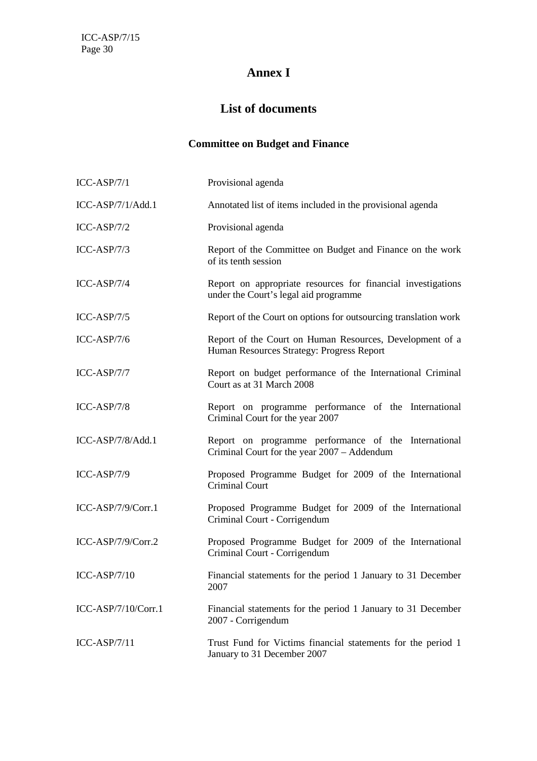# Annex I

## List of documents

### Committee on Budget and Finance

| | |
|---|---|
| ICC-ASP/7/1 | Provisional agenda |
| ICC-ASP/7/1/Add.1 | Annotated list of items included in the provisional agenda |
| ICC-ASP/7/2 | Provisional agenda |
| ICC-ASP/7/3 | Report of the Committee on Budget and Finance on the work of its tenth session |
| ICC-ASP/7/4 | Report on appropriate resources for financial investigations under the Court's legal aid programme |
| ICC-ASP/7/5 | Report of the Court on options for outsourcing translation work |
| ICC-ASP/7/6 | Report of the Court on Human Resources, Development of a Human Resources Strategy: Progress Report |
| ICC-ASP/7/7 | Report on budget performance of the International Criminal Court as at 31 March 2008 |
| ICC-ASP/7/8 | Report on programme performance of the International Criminal Court for the year 2007 |
| ICC-ASP/7/8/Add.1 | Report on programme performance of the International Criminal Court for the year 2007 – Addendum |
| ICC-ASP/7/9 | Proposed Programme Budget for 2009 of the International Criminal Court |
| ICC-ASP/7/9/Corr.1 | Proposed Programme Budget for 2009 of the International Criminal Court - Corrigendum |
| ICC-ASP/7/9/Corr.2 | Proposed Programme Budget for 2009 of the International Criminal Court - Corrigendum |
| ICC-ASP/7/10 | Financial statements for the period 1 January to 31 December 2007 |
| ICC-ASP/7/10/Corr.1 | Financial statements for the period 1 January to 31 December 2007 - Corrigendum |
| ICC-ASP/7/11 | Trust Fund for Victims financial statements for the period 1 January to 31 December 2007 |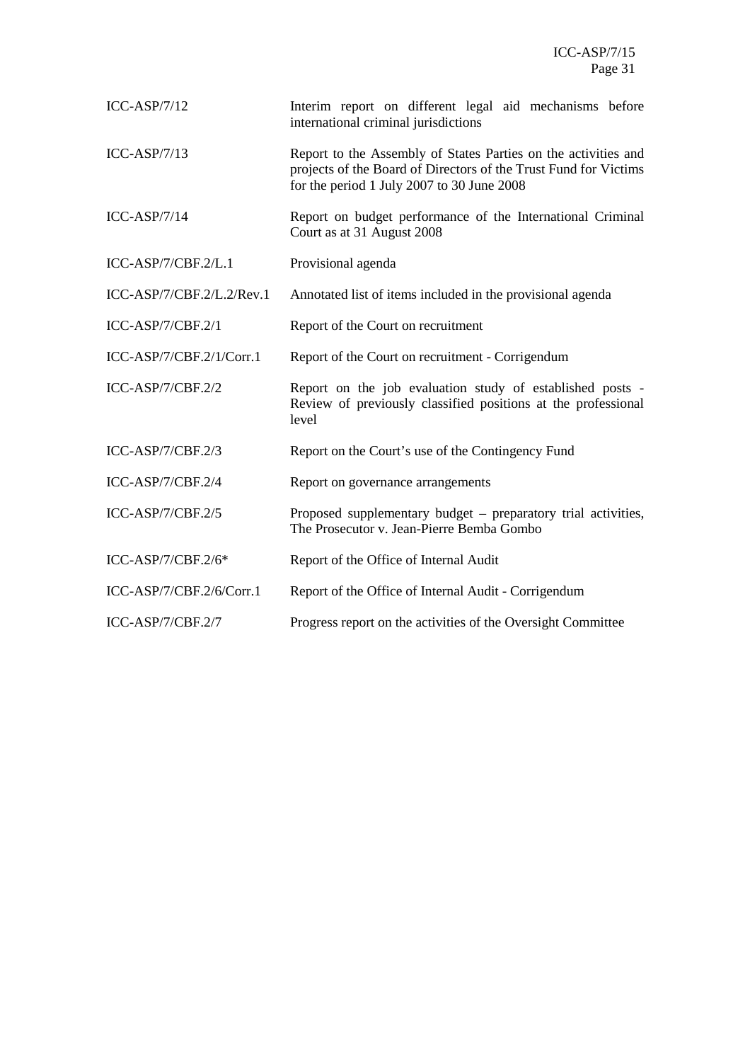| | |
|---|---|
| ICC-ASP/7/12 | Interim report on different legal aid mechanisms before international criminal jurisdictions |
| ICC-ASP/7/13 | Report to the Assembly of States Parties on the activities and projects of the Board of Directors of the Trust Fund for Victims for the period 1 July 2007 to 30 June 2008 |
| ICC-ASP/7/14 | Report on budget performance of the International Criminal Court as at 31 August 2008 |
| ICC-ASP/7/CBF.2/L.1 | Provisional agenda |
| ICC-ASP/7/CBF.2/L.2/Rev.1 | Annotated list of items included in the provisional agenda |
| ICC-ASP/7/CBF.2/1 | Report of the Court on recruitment |
| ICC-ASP/7/CBF.2/1/Corr.1 | Report of the Court on recruitment - Corrigendum |
| ICC-ASP/7/CBF.2/2 | Report on the job evaluation study of established posts - Review of previously classified positions at the professional level |
| ICC-ASP/7/CBF.2/3 | Report on the Court's use of the Contingency Fund |
| ICC-ASP/7/CBF.2/4 | Report on governance arrangements |
| ICC-ASP/7/CBF.2/5 | Proposed supplementary budget – preparatory trial activities, The Prosecutor v. Jean-Pierre Bemba Gombo |
| ICC-ASP/7/CBF.2/6* | Report of the Office of Internal Audit |
| ICC-ASP/7/CBF.2/6/Corr.1 | Report of the Office of Internal Audit - Corrigendum |
| ICC-ASP/7/CBF.2/7 | Progress report on the activities of the Oversight Committee |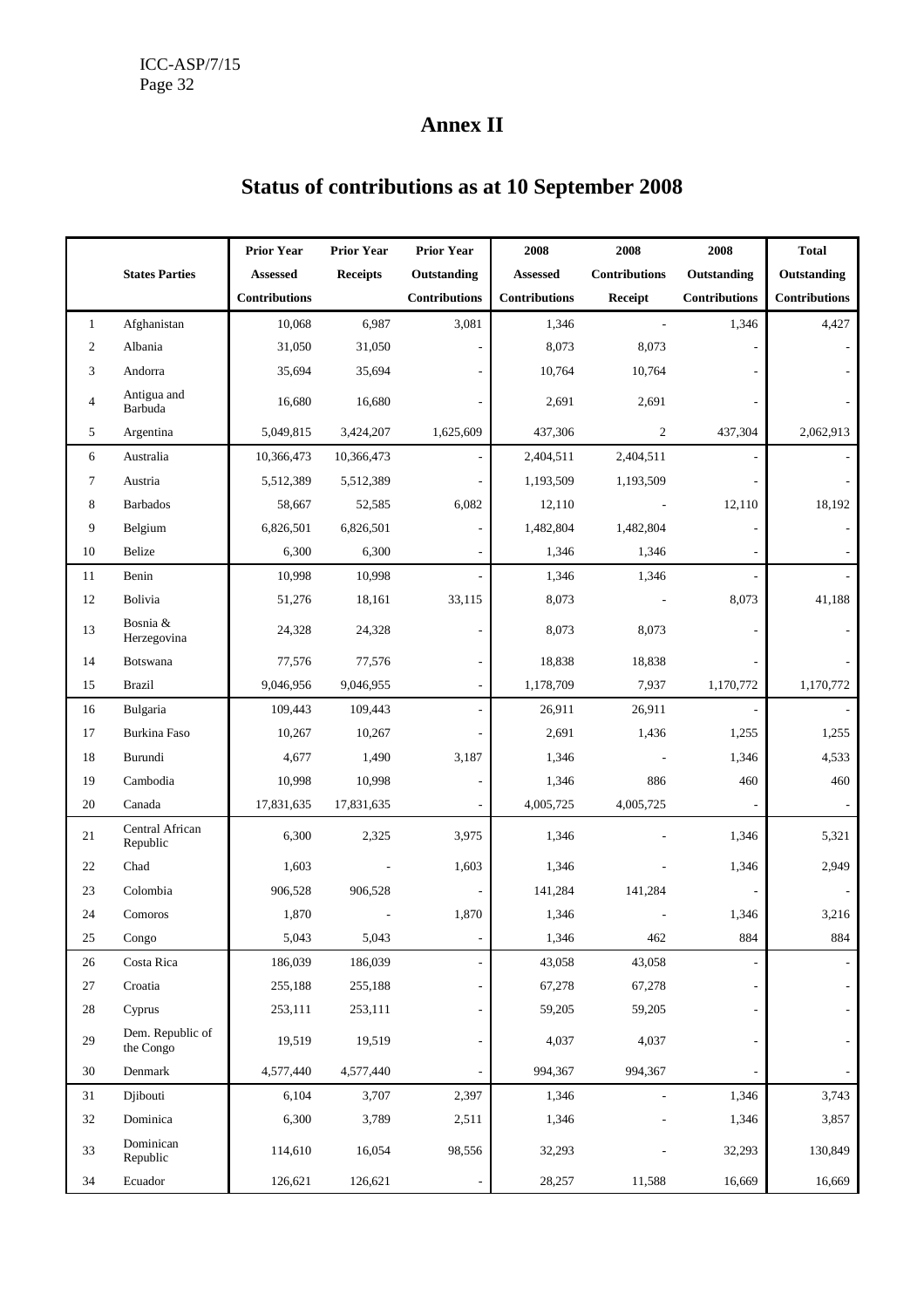# Annex II

## Status of contributions as at 10 September 2008

| | States Parties | Prior Year Assessed Contributions | Prior Year Receipts | Prior Year Outstanding Contributions | 2008 Assessed Contributions | 2008 Contributions Receipt | 2008 Outstanding Contributions | Total Outstanding Contributions |
|---|---|---|---|---|---|---|---|---|
| 1 | Afghanistan | 10,068 | 6,987 | 3,081 | 1,346 | - | 1,346 | 4,427 |
| 2 | Albania | 31,050 | 31,050 | - | 8,073 | 8,073 | - | - |
| 3 | Andorra | 35,694 | 35,694 | - | 10,764 | 10,764 | - | - |
| 4 | Antigua and Barbuda | 16,680 | 16,680 | - | 2,691 | 2,691 | - | - |
| 5 | Argentina | 5,049,815 | 3,424,207 | 1,625,609 | 437,306 | 2 | 437,304 | 2,062,913 |
| 6 | Australia | 10,366,473 | 10,366,473 | - | 2,404,511 | 2,404,511 | - | - |
| 7 | Austria | 5,512,389 | 5,512,389 | - | 1,193,509 | 1,193,509 | - | - |
| 8 | Barbados | 58,667 | 52,585 | 6,082 | 12,110 | - | 12,110 | 18,192 |
| 9 | Belgium | 6,826,501 | 6,826,501 | - | 1,482,804 | 1,482,804 | - | - |
| 10 | Belize | 6,300 | 6,300 | - | 1,346 | 1,346 | - | - |
| 11 | Benin | 10,998 | 10,998 | - | 1,346 | 1,346 | - | - |
| 12 | Bolivia | 51,276 | 18,161 | 33,115 | 8,073 | - | 8,073 | 41,188 |
| 13 | Bosnia & Herzegovina | 24,328 | 24,328 | - | 8,073 | 8,073 | - | - |
| 14 | Botswana | 77,576 | 77,576 | - | 18,838 | 18,838 | - | - |
| 15 | Brazil | 9,046,956 | 9,046,955 | - | 1,178,709 | 7,937 | 1,170,772 | 1,170,772 |
| 16 | Bulgaria | 109,443 | 109,443 | - | 26,911 | 26,911 | - | - |
| 17 | Burkina Faso | 10,267 | 10,267 | - | 2,691 | 1,436 | 1,255 | 1,255 |
| 18 | Burundi | 4,677 | 1,490 | 3,187 | 1,346 | - | 1,346 | 4,533 |
| 19 | Cambodia | 10,998 | 10,998 | - | 1,346 | 886 | 460 | 460 |
| 20 | Canada | 17,831,635 | 17,831,635 | - | 4,005,725 | 4,005,725 | - | - |
| 21 | Central African Republic | 6,300 | 2,325 | 3,975 | 1,346 | - | 1,346 | 5,321 |
| 22 | Chad | 1,603 | - | 1,603 | 1,346 | - | 1,346 | 2,949 |
| 23 | Colombia | 906,528 | 906,528 | - | 141,284 | 141,284 | - | - |
| 24 | Comoros | 1,870 | - | 1,870 | 1,346 | - | 1,346 | 3,216 |
| 25 | Congo | 5,043 | 5,043 | - | 1,346 | 462 | 884 | 884 |
| 26 | Costa Rica | 186,039 | 186,039 | - | 43,058 | 43,058 | - | - |
| 27 | Croatia | 255,188 | 255,188 | - | 67,278 | 67,278 | - | - |
| 28 | Cyprus | 253,111 | 253,111 | - | 59,205 | 59,205 | - | - |
| 29 | Dem. Republic of the Congo | 19,519 | 19,519 | - | 4,037 | 4,037 | - | - |
| 30 | Denmark | 4,577,440 | 4,577,440 | - | 994,367 | 994,367 | - | - |
| 31 | Djibouti | 6,104 | 3,707 | 2,397 | 1,346 | - | 1,346 | 3,743 |
| 32 | Dominica | 6,300 | 3,789 | 2,511 | 1,346 | - | 1,346 | 3,857 |
| 33 | Dominican Republic | 114,610 | 16,054 | 98,556 | 32,293 | - | 32,293 | 130,849 |
| 34 | Ecuador | 126,621 | 126,621 | - | 28,257 | 11,588 | 16,669 | 16,669 |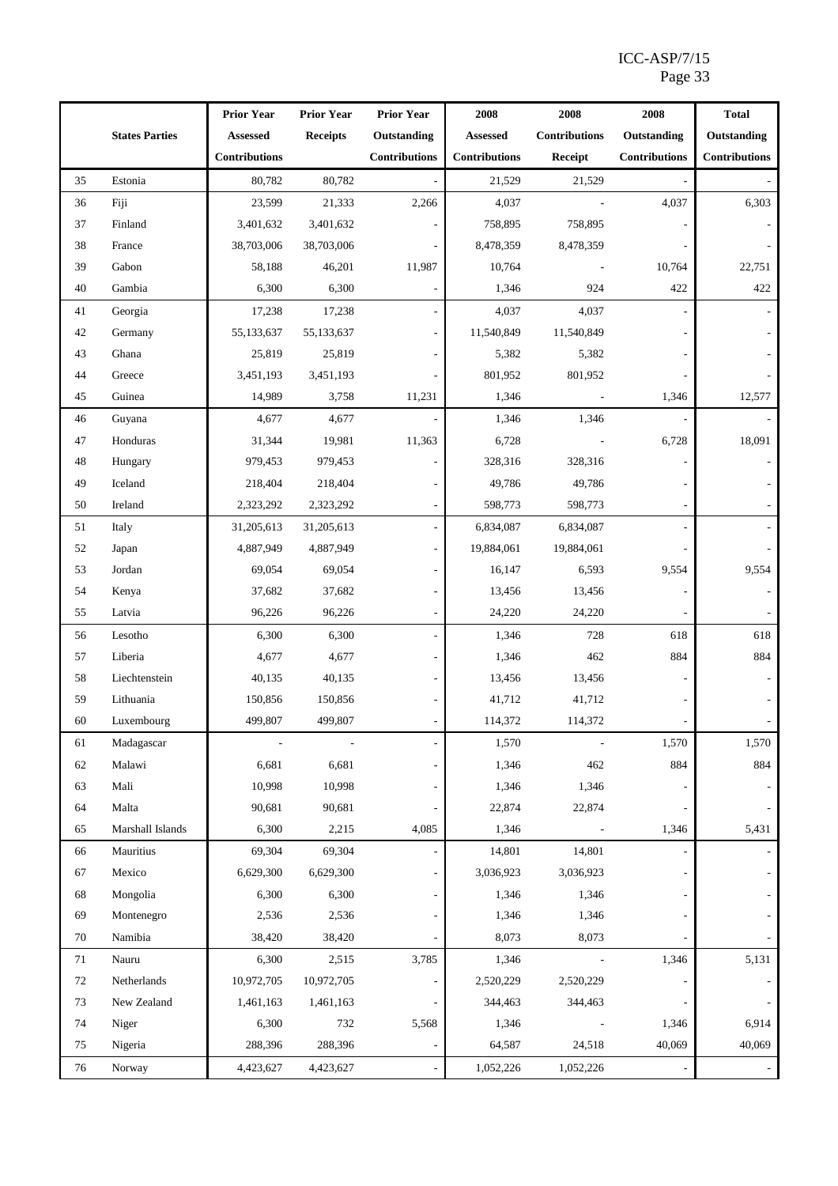| | States Parties | Prior Year Assessed Contributions | Prior Year Receipts | Prior Year Outstanding Contributions | 2008 Assessed Contributions | 2008 Contributions Receipt | 2008 Outstanding Contributions | Total Outstanding Contributions |
|---|---|---|---|---|---|---|---|---|
| 35 | Estonia | 80,782 | 80,782 | - | 21,529 | 21,529 | - | - |
| 36 | Fiji | 23,599 | 21,333 | 2,266 | 4,037 | - | 4,037 | 6,303 |
| 37 | Finland | 3,401,632 | 3,401,632 | - | 758,895 | 758,895 | - | - |
| 38 | France | 38,703,006 | 38,703,006 | - | 8,478,359 | 8,478,359 | - | - |
| 39 | Gabon | 58,188 | 46,201 | 11,987 | 10,764 | - | 10,764 | 22,751 |
| 40 | Gambia | 6,300 | 6,300 | - | 1,346 | 924 | 422 | 422 |
| 41 | Georgia | 17,238 | 17,238 | - | 4,037 | 4,037 | - | - |
| 42 | Germany | 55,133,637 | 55,133,637 | - | 11,540,849 | 11,540,849 | - | - |
| 43 | Ghana | 25,819 | 25,819 | - | 5,382 | 5,382 | - | - |
| 44 | Greece | 3,451,193 | 3,451,193 | - | 801,952 | 801,952 | - | - |
| 45 | Guinea | 14,989 | 3,758 | 11,231 | 1,346 | - | 1,346 | 12,577 |
| 46 | Guyana | 4,677 | 4,677 | - | 1,346 | 1,346 | - | - |
| 47 | Honduras | 31,344 | 19,981 | 11,363 | 6,728 | - | 6,728 | 18,091 |
| 48 | Hungary | 979,453 | 979,453 | - | 328,316 | 328,316 | - | - |
| 49 | Iceland | 218,404 | 218,404 | - | 49,786 | 49,786 | - | - |
| 50 | Ireland | 2,323,292 | 2,323,292 | - | 598,773 | 598,773 | - | - |
| 51 | Italy | 31,205,613 | 31,205,613 | - | 6,834,087 | 6,834,087 | - | - |
| 52 | Japan | 4,887,949 | 4,887,949 | - | 19,884,061 | 19,884,061 | - | - |
| 53 | Jordan | 69,054 | 69,054 | - | 16,147 | 6,593 | 9,554 | 9,554 |
| 54 | Kenya | 37,682 | 37,682 | - | 13,456 | 13,456 | - | - |
| 55 | Latvia | 96,226 | 96,226 | - | 24,220 | 24,220 | - | - |
| 56 | Lesotho | 6,300 | 6,300 | - | 1,346 | 728 | 618 | 618 |
| 57 | Liberia | 4,677 | 4,677 | - | 1,346 | 462 | 884 | 884 |
| 58 | Liechtenstein | 40,135 | 40,135 | - | 13,456 | 13,456 | - | - |
| 59 | Lithuania | 150,856 | 150,856 | - | 41,712 | 41,712 | - | - |
| 60 | Luxembourg | 499,807 | 499,807 | - | 114,372 | 114,372 | - | - |
| 61 | Madagascar | - | - | - | 1,570 | - | 1,570 | 1,570 |
| 62 | Malawi | 6,681 | 6,681 | - | 1,346 | 462 | 884 | 884 |
| 63 | Mali | 10,998 | 10,998 | - | 1,346 | 1,346 | - | - |
| 64 | Malta | 90,681 | 90,681 | - | 22,874 | 22,874 | - | - |
| 65 | Marshall Islands | 6,300 | 2,215 | 4,085 | 1,346 | - | 1,346 | 5,431 |
| 66 | Mauritius | 69,304 | 69,304 | - | 14,801 | 14,801 | - | - |
| 67 | Mexico | 6,629,300 | 6,629,300 | - | 3,036,923 | 3,036,923 | - | - |
| 68 | Mongolia | 6,300 | 6,300 | - | 1,346 | 1,346 | - | - |
| 69 | Montenegro | 2,536 | 2,536 | - | 1,346 | 1,346 | - | - |
| 70 | Namibia | 38,420 | 38,420 | - | 8,073 | 8,073 | - | - |
| 71 | Nauru | 6,300 | 2,515 | 3,785 | 1,346 | - | 1,346 | 5,131 |
| 72 | Netherlands | 10,972,705 | 10,972,705 | - | 2,520,229 | 2,520,229 | - | - |
| 73 | New Zealand | 1,461,163 | 1,461,163 | - | 344,463 | 344,463 | - | - |
| 74 | Niger | 6,300 | 732 | 5,568 | 1,346 | - | 1,346 | 6,914 |
| 75 | Nigeria | 288,396 | 288,396 | - | 64,587 | 24,518 | 40,069 | 40,069 |
| 76 | Norway | 4,423,627 | 4,423,627 | - | 1,052,226 | 1,052,226 | - | - |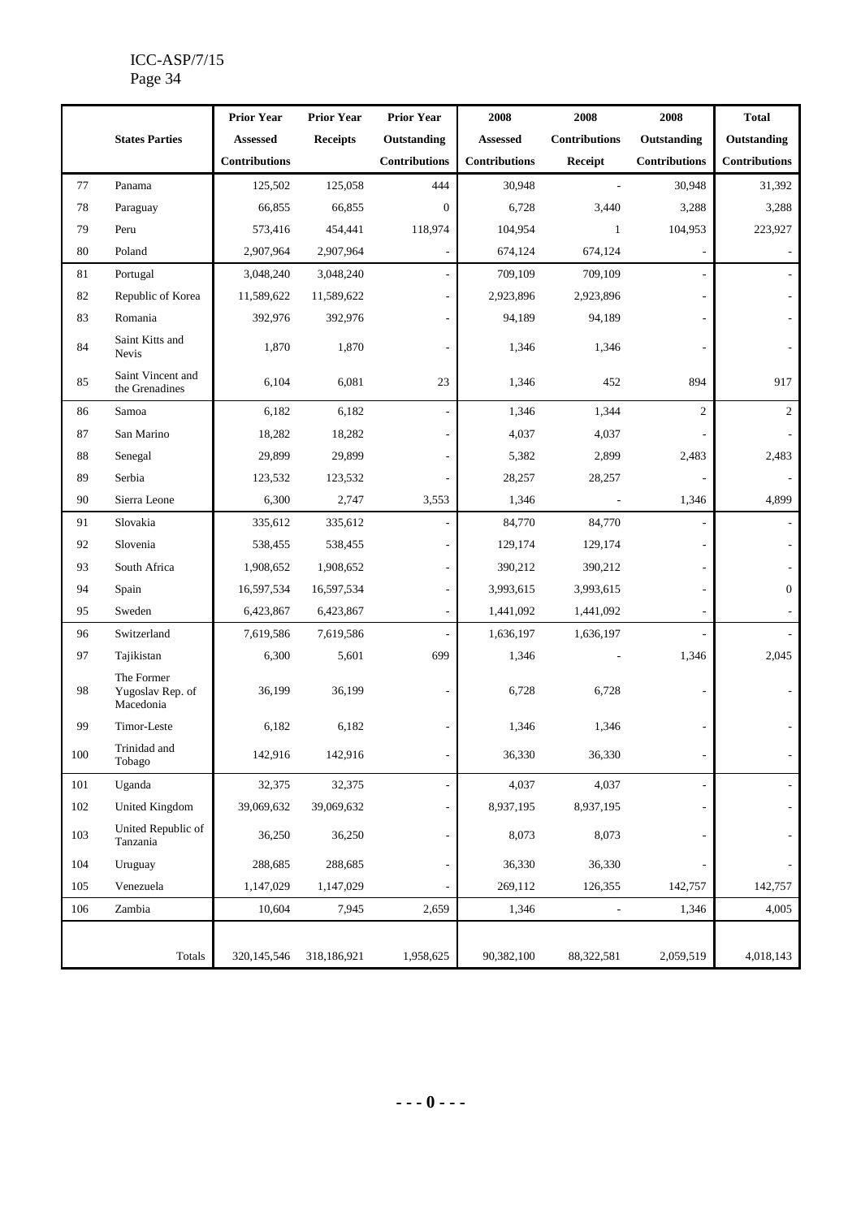| | States Parties | Prior Year Assessed Contributions | Prior Year Receipts | Prior Year Outstanding Contributions | 2008 Assessed Contributions | 2008 Contributions Receipt | 2008 Outstanding Contributions | Total Outstanding Contributions |
|---|---|---|---|---|---|---|---|---|
| 77 | Panama | 125,502 | 125,058 | 444 | 30,948 | - | 30,948 | 31,392 |
| 78 | Paraguay | 66,855 | 66,855 | 0 | 6,728 | 3,440 | 3,288 | 3,288 |
| 79 | Peru | 573,416 | 454,441 | 118,974 | 104,954 | 1 | 104,953 | 223,927 |
| 80 | Poland | 2,907,964 | 2,907,964 | - | 674,124 | 674,124 | - | - |
| 81 | Portugal | 3,048,240 | 3,048,240 | - | 709,109 | 709,109 | - | - |
| 82 | Republic of Korea | 11,589,622 | 11,589,622 | - | 2,923,896 | 2,923,896 | - | - |
| 83 | Romania | 392,976 | 392,976 | - | 94,189 | 94,189 | - | - |
| 84 | Saint Kitts and Nevis | 1,870 | 1,870 | - | 1,346 | 1,346 | - | - |
| 85 | Saint Vincent and the Grenadines | 6,104 | 6,081 | 23 | 1,346 | 452 | 894 | 917 |
| 86 | Samoa | 6,182 | 6,182 | - | 1,346 | 1,344 | 2 | 2 |
| 87 | San Marino | 18,282 | 18,282 | - | 4,037 | 4,037 | - | - |
| 88 | Senegal | 29,899 | 29,899 | - | 5,382 | 2,899 | 2,483 | 2,483 |
| 89 | Serbia | 123,532 | 123,532 | - | 28,257 | 28,257 | - | - |
| 90 | Sierra Leone | 6,300 | 2,747 | 3,553 | 1,346 | - | 1,346 | 4,899 |
| 91 | Slovakia | 335,612 | 335,612 | - | 84,770 | 84,770 | - | - |
| 92 | Slovenia | 538,455 | 538,455 | - | 129,174 | 129,174 | - | - |
| 93 | South Africa | 1,908,652 | 1,908,652 | - | 390,212 | 390,212 | - | - |
| 94 | Spain | 16,597,534 | 16,597,534 | - | 3,993,615 | 3,993,615 | - | 0 |
| 95 | Sweden | 6,423,867 | 6,423,867 | - | 1,441,092 | 1,441,092 | - | - |
| 96 | Switzerland | 7,619,586 | 7,619,586 | - | 1,636,197 | 1,636,197 | - | - |
| 97 | Tajikistan | 6,300 | 5,601 | 699 | 1,346 | - | 1,346 | 2,045 |
| 98 | The Former Yugoslav Rep. of Macedonia | 36,199 | 36,199 | - | 6,728 | 6,728 | - | - |
| 99 | Timor-Leste | 6,182 | 6,182 | - | 1,346 | 1,346 | - | - |
| 100 | Trinidad and Tobago | 142,916 | 142,916 | - | 36,330 | 36,330 | - | - |
| 101 | Uganda | 32,375 | 32,375 | - | 4,037 | 4,037 | - | - |
| 102 | United Kingdom | 39,069,632 | 39,069,632 | - | 8,937,195 | 8,937,195 | - | - |
| 103 | United Republic of Tanzania | 36,250 | 36,250 | - | 8,073 | 8,073 | - | - |
| 104 | Uruguay | 288,685 | 288,685 | - | 36,330 | 36,330 | - | - |
| 105 | Venezuela | 1,147,029 | 1,147,029 | - | 269,112 | 126,355 | 142,757 | 142,757 |
| 106 | Zambia | 10,604 | 7,945 | 2,659 | 1,346 | - | 1,346 | 4,005 |
| | Totals | 320,145,546 | 318,186,921 | 1,958,625 | 90,382,100 | 88,322,581 | 2,059,519 | 4,018,143 |

- - - 0 - - -